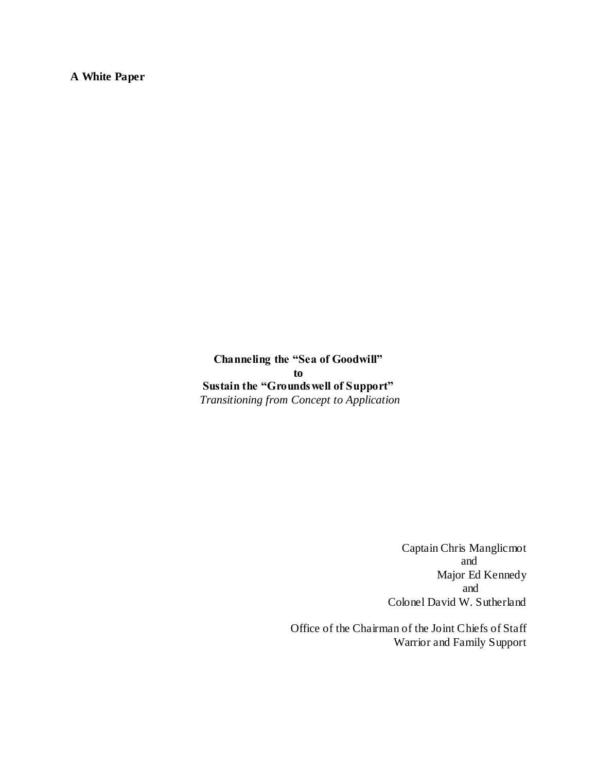**A White Paper**

**Channeling the "Sea of Goodwill"**
**to**
**Sustain the "Groundswell of Support"**
*Transitioning from Concept to Application*

Captain Chris Manglicmot
and
Major Ed Kennedy
and
Colonel David W. Sutherland

Office of the Chairman of the Joint Chiefs of Staff
Warrior and Family Support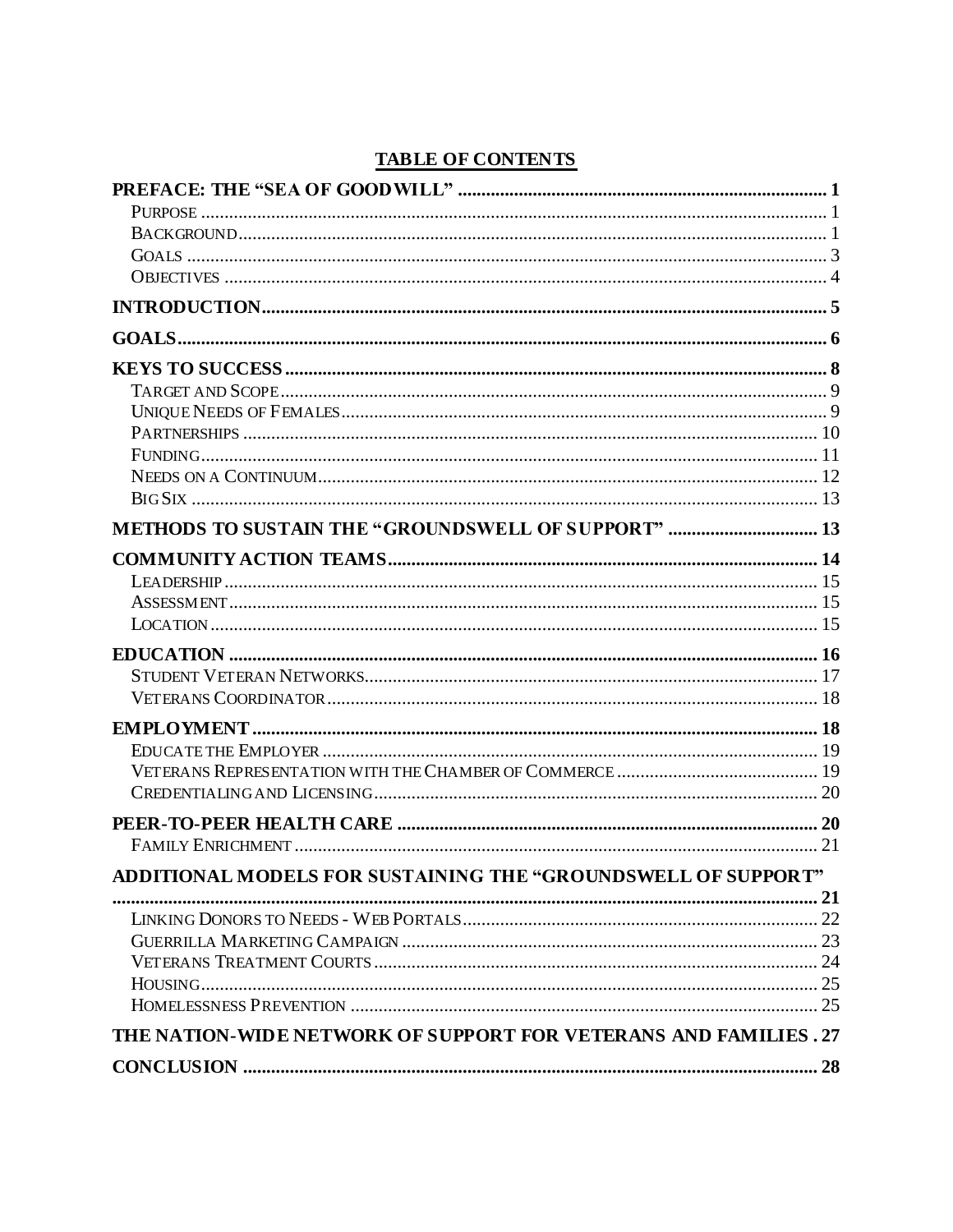## TABLE OF CONTENTS

**PREFACE: THE "SEA OF GOODWILL"** ..... 1
- Purpose ..... 1
- Background ..... 1
- Goals ..... 3
- Objectives ..... 4

**INTRODUCTION** ..... 5

**GOALS** ..... 6

**KEYS TO SUCCESS** ..... 8
- Target and Scope ..... 9
- Unique Needs of Females ..... 9
- Partnerships ..... 10
- Funding ..... 11
- Needs on a Continuum ..... 12
- Big Six ..... 13

**METHODS TO SUSTAIN THE "GROUNDSWELL OF SUPPORT"** ..... 13

**COMMUNITY ACTION TEAMS** ..... 14
- Leadership ..... 15
- Assessment ..... 15
- Location ..... 15

**EDUCATION** ..... 16
- Student Veteran Networks ..... 17
- Veterans Coordinator ..... 18

**EMPLOYMENT** ..... 18
- Educate the Employer ..... 19
- Veterans Representation with the Chamber of Commerce ..... 19
- Credentialing and Licensing ..... 20

**PEER-TO-PEER HEALTH CARE** ..... 20
- Family Enrichment ..... 21

**ADDITIONAL MODELS FOR SUSTAINING THE "GROUNDSWELL OF SUPPORT"** ..... 21
- Linking Donors to Needs - Web Portals ..... 22
- Guerrilla Marketing Campaign ..... 23
- Veterans Treatment Courts ..... 24
- Housing ..... 25
- Homelessness Prevention ..... 25

**THE NATION-WIDE NETWORK OF SUPPORT FOR VETERANS AND FAMILIES** ..... 27

**CONCLUSION** ..... 28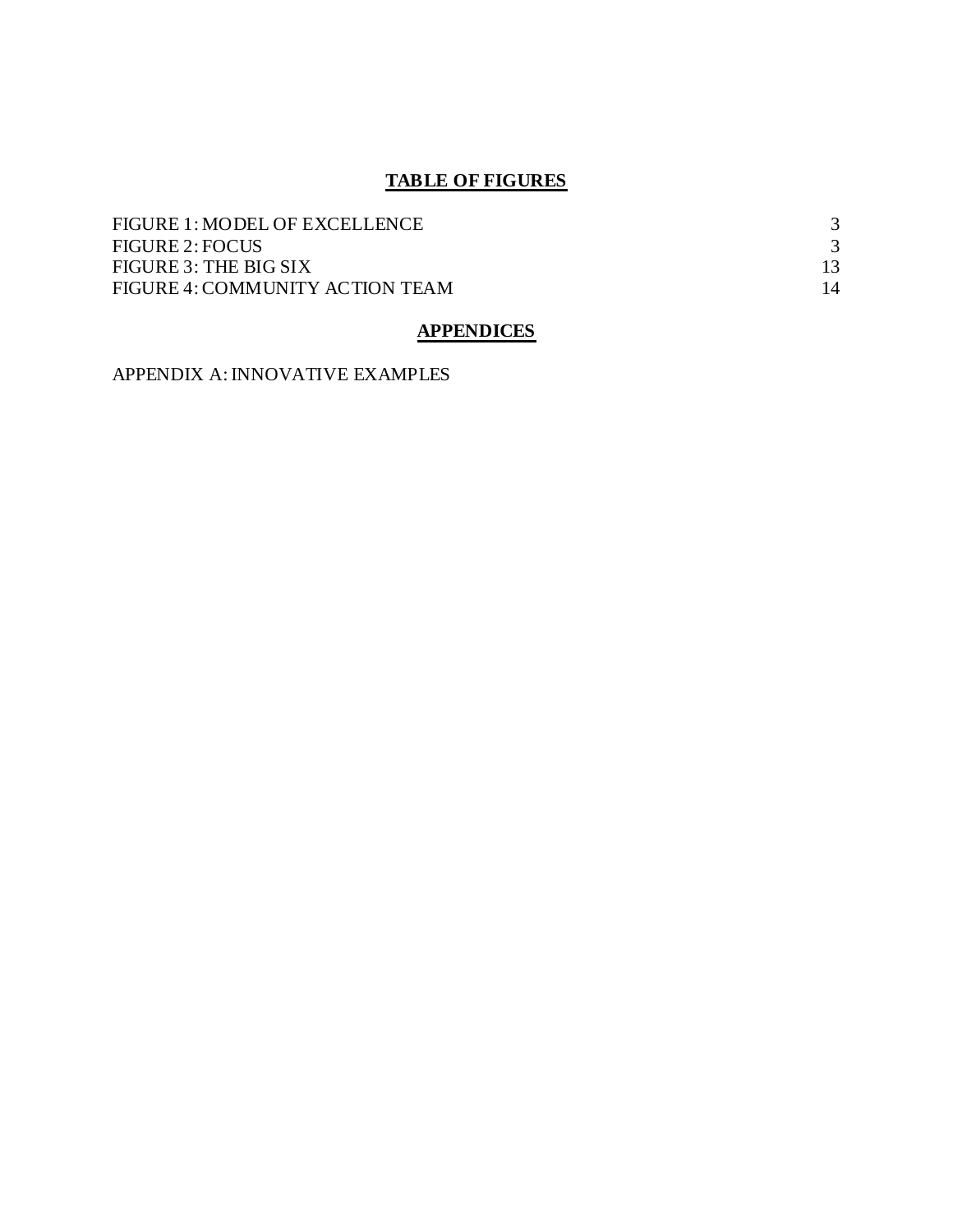## TABLE OF FIGURES

| | |
|---|---|
| FIGURE 1: MODEL OF EXCELLENCE | 3 |
| FIGURE 2: FOCUS | 3 |
| FIGURE 3: THE BIG SIX | 13 |
| FIGURE 4: COMMUNITY ACTION TEAM | 14 |

## APPENDICES

APPENDIX A: INNOVATIVE EXAMPLES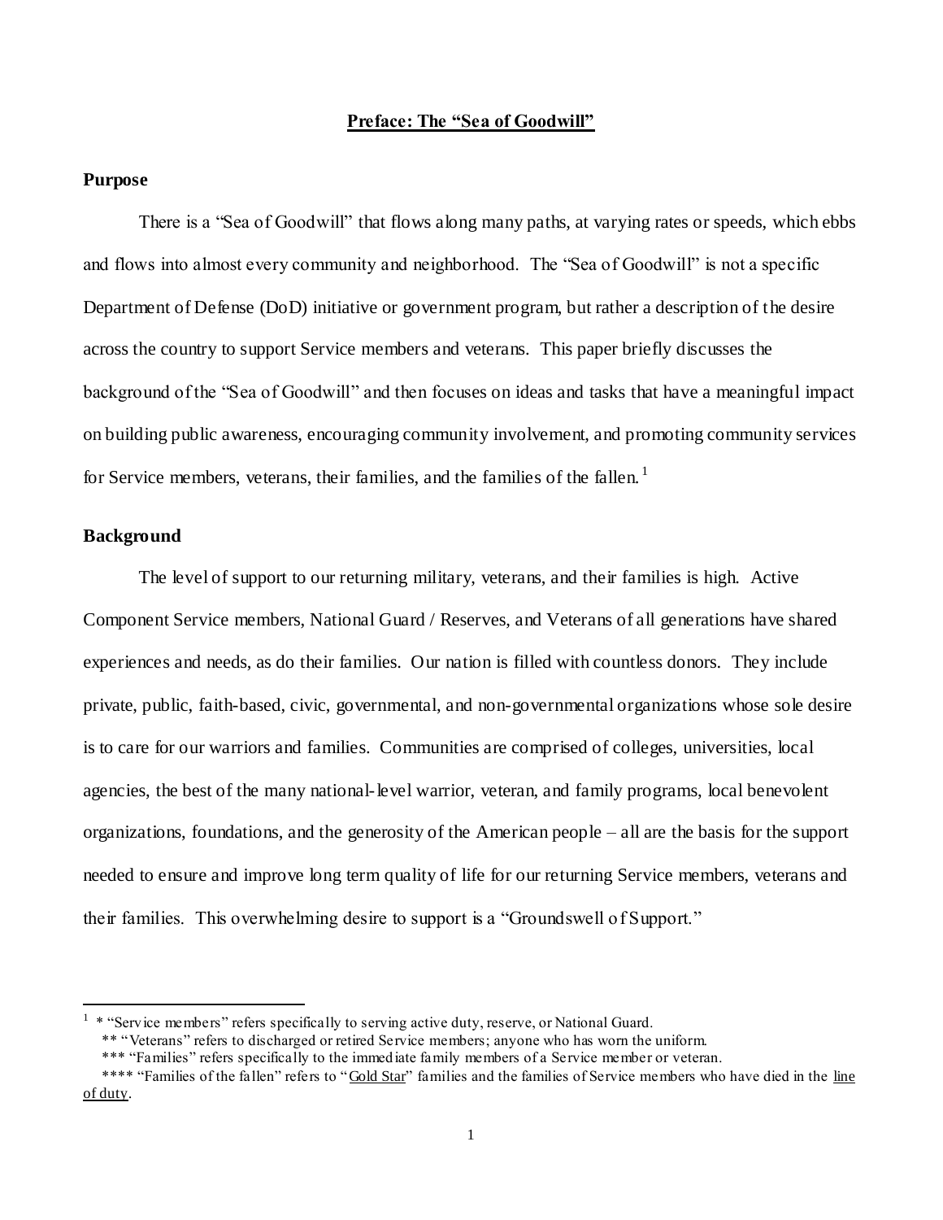# Preface: The "Sea of Goodwill"

## Purpose

There is a "Sea of Goodwill" that flows along many paths, at varying rates or speeds, which ebbs and flows into almost every community and neighborhood. The "Sea of Goodwill" is not a specific Department of Defense (DoD) initiative or government program, but rather a description of the desire across the country to support Service members and veterans. This paper briefly discusses the background of the "Sea of Goodwill" and then focuses on ideas and tasks that have a meaningful impact on building public awareness, encouraging community involvement, and promoting community services for Service members, veterans, their families, and the families of the fallen.[1]

## Background

The level of support to our returning military, veterans, and their families is high. Active Component Service members, National Guard / Reserves, and Veterans of all generations have shared experiences and needs, as do their families. Our nation is filled with countless donors. They include private, public, faith-based, civic, governmental, and non-governmental organizations whose sole desire is to care for our warriors and families. Communities are comprised of colleges, universities, local agencies, the best of the many national-level warrior, veteran, and family programs, local benevolent organizations, foundations, and the generosity of the American people – all are the basis for the support needed to ensure and improve long term quality of life for our returning Service members, veterans and their families. This overwhelming desire to support is a "Groundswell of Support."

---

[1] * "Service members" refers specifically to serving active duty, reserve, or National Guard.
** "Veterans" refers to discharged or retired Service members; anyone who has worn the uniform.
*** "Families" refers specifically to the immediate family members of a Service member or veteran.
**** "Families of the fallen" refers to "Gold Star" families and the families of Service members who have died in the line of duty.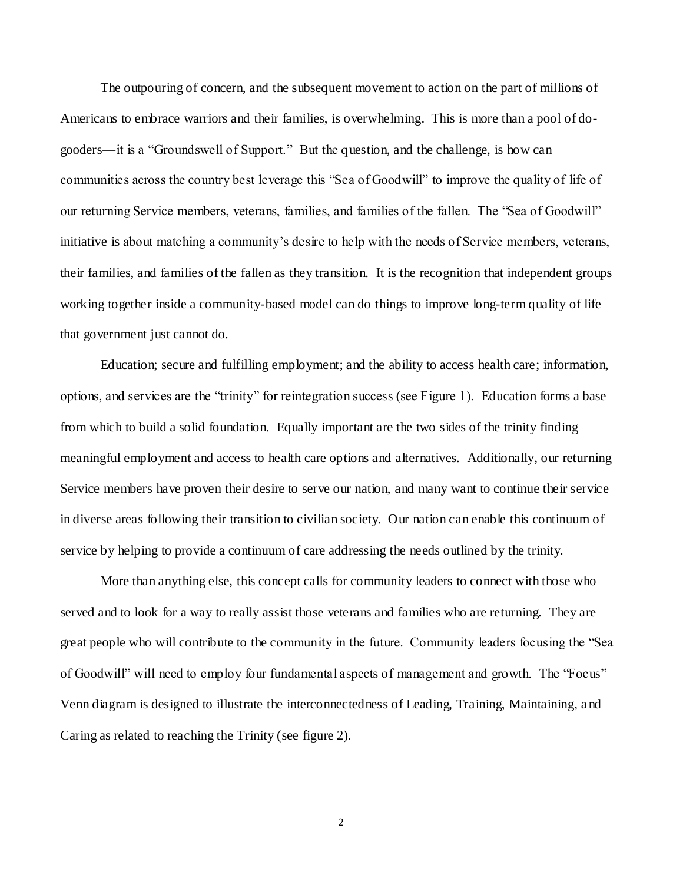The outpouring of concern, and the subsequent movement to action on the part of millions of Americans to embrace warriors and their families, is overwhelming. This is more than a pool of do-gooders—it is a "Groundswell of Support." But the question, and the challenge, is how can communities across the country best leverage this "Sea of Goodwill" to improve the quality of life of our returning Service members, veterans, families, and families of the fallen. The "Sea of Goodwill" initiative is about matching a community's desire to help with the needs of Service members, veterans, their families, and families of the fallen as they transition. It is the recognition that independent groups working together inside a community-based model can do things to improve long-term quality of life that government just cannot do.

Education; secure and fulfilling employment; and the ability to access health care; information, options, and services are the "trinity" for reintegration success (see Figure 1). Education forms a base from which to build a solid foundation. Equally important are the two sides of the trinity finding meaningful employment and access to health care options and alternatives. Additionally, our returning Service members have proven their desire to serve our nation, and many want to continue their service in diverse areas following their transition to civilian society. Our nation can enable this continuum of service by helping to provide a continuum of care addressing the needs outlined by the trinity.

More than anything else, this concept calls for community leaders to connect with those who served and to look for a way to really assist those veterans and families who are returning. They are great people who will contribute to the community in the future. Community leaders focusing the "Sea of Goodwill" will need to employ four fundamental aspects of management and growth. The "Focus" Venn diagram is designed to illustrate the interconnectedness of Leading, Training, Maintaining, and Caring as related to reaching the Trinity (see figure 2).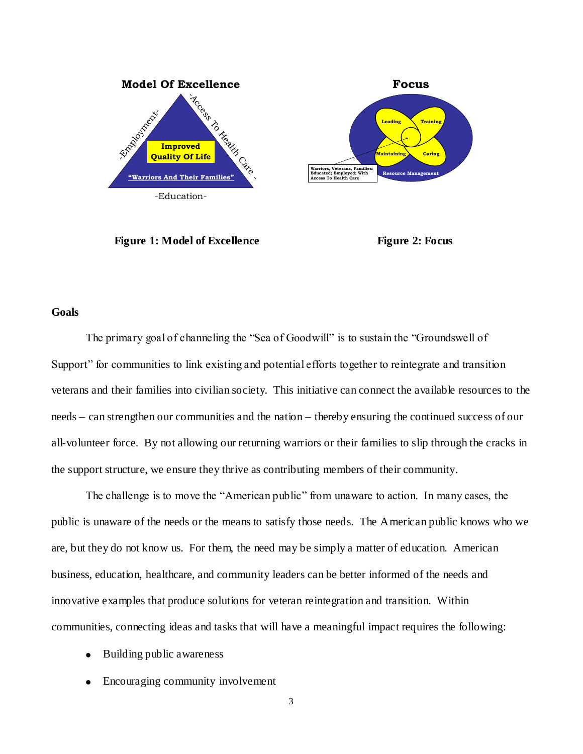**Model Of Excellence**

-Employment-

-Access To Health Care-

Improved Quality Of Life

"Warriors And Their Families"

-Education-

**Focus**

Leading

Training

Maintaining

Caring

Warriors, Veterans, Families: Educated; Employed; With Access To Health Care

Resource Management

**Figure 1: Model of Excellence**

**Figure 2: Focus**

**Goals**

The primary goal of channeling the "Sea of Goodwill" is to sustain the "Groundswell of Support" for communities to link existing and potential efforts together to reintegrate and transition veterans and their families into civilian society. This initiative can connect the available resources to the needs – can strengthen our communities and the nation – thereby ensuring the continued success of our all-volunteer force. By not allowing our returning warriors or their families to slip through the cracks in the support structure, we ensure they thrive as contributing members of their community.

The challenge is to move the "American public" from unaware to action. In many cases, the public is unaware of the needs or the means to satisfy those needs. The American public knows who we are, but they do not know us. For them, the need may be simply a matter of education. American business, education, healthcare, and community leaders can be better informed of the needs and innovative examples that produce solutions for veteran reintegration and transition. Within communities, connecting ideas and tasks that will have a meaningful impact requires the following:

- Building public awareness
- Encouraging community involvement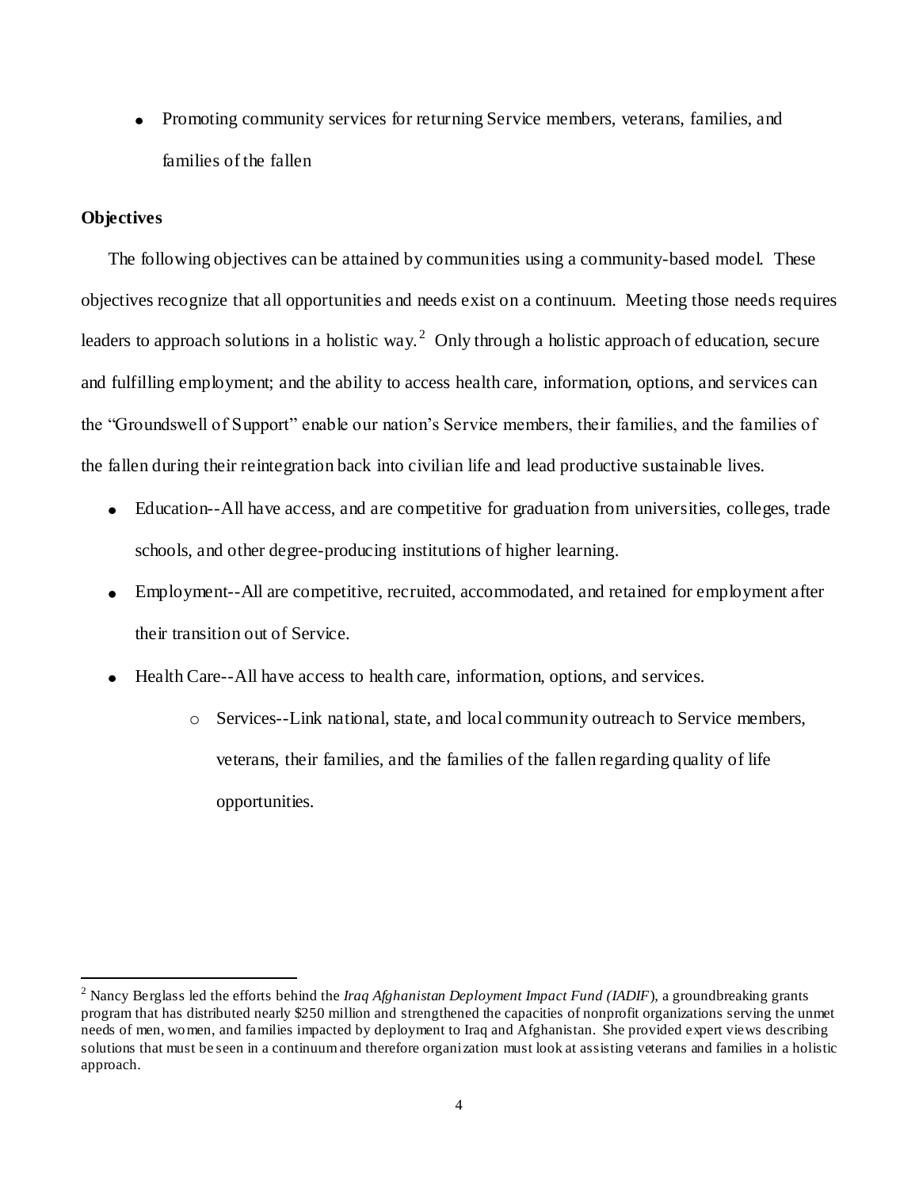- Promoting community services for returning Service members, veterans, families, and families of the fallen

**Objectives**

The following objectives can be attained by communities using a community-based model. These objectives recognize that all opportunities and needs exist on a continuum. Meeting those needs requires leaders to approach solutions in a holistic way.[2] Only through a holistic approach of education, secure and fulfilling employment; and the ability to access health care, information, options, and services can the "Groundswell of Support" enable our nation's Service members, their families, and the families of the fallen during their reintegration back into civilian life and lead productive sustainable lives.

- Education--All have access, and are competitive for graduation from universities, colleges, trade schools, and other degree-producing institutions of higher learning.
- Employment--All are competitive, recruited, accommodated, and retained for employment after their transition out of Service.
- Health Care--All have access to health care, information, options, and services.
  - Services--Link national, state, and local community outreach to Service members, veterans, their families, and the families of the fallen regarding quality of life opportunities.

[2] Nancy Berglass led the efforts behind the *Iraq Afghanistan Deployment Impact Fund (IADIF)*, a groundbreaking grants program that has distributed nearly $250 million and strengthened the capacities of nonprofit organizations serving the unmet needs of men, women, and families impacted by deployment to Iraq and Afghanistan. She provided expert views describing solutions that must be seen in a continuum and therefore organization must look at assisting veterans and families in a holistic approach.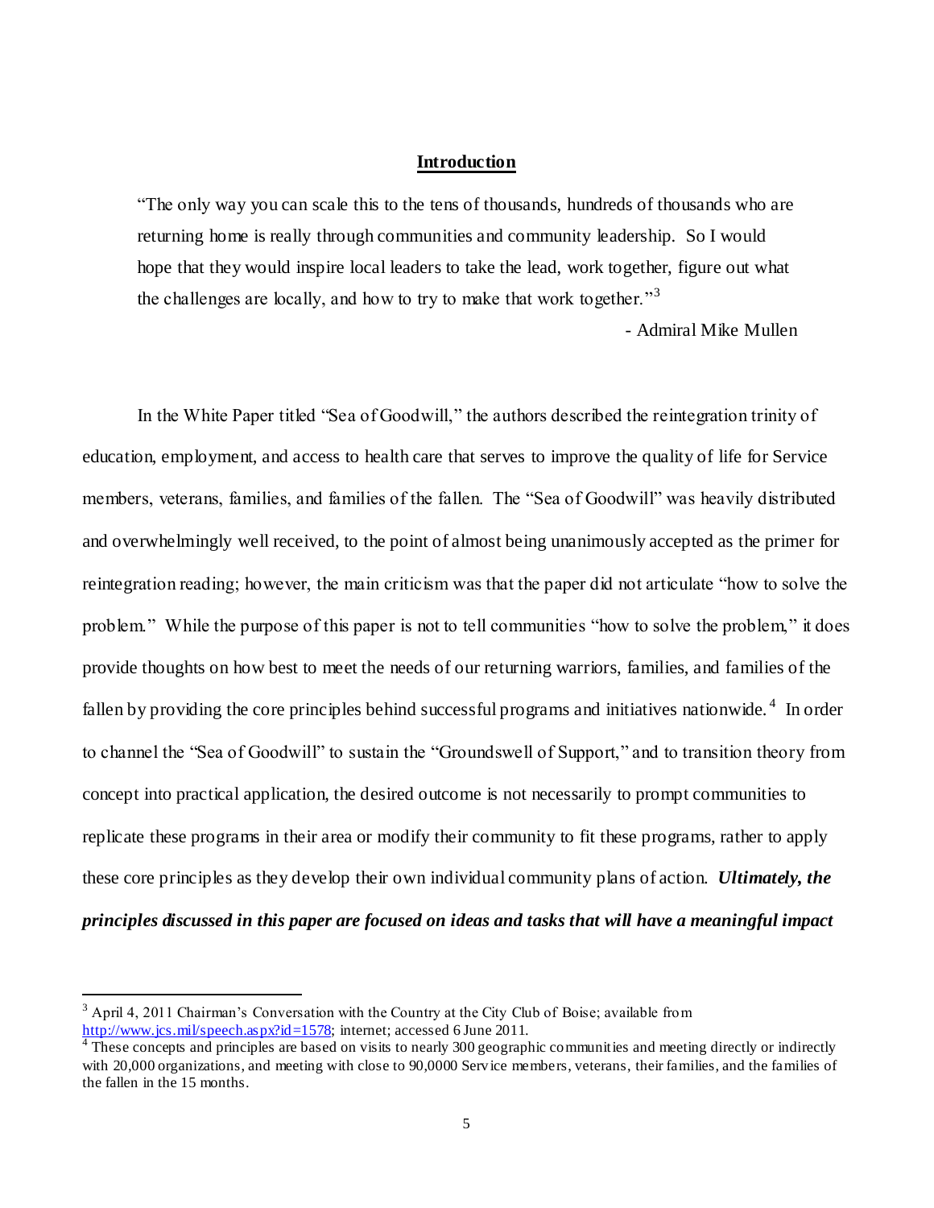## Introduction

> "The only way you can scale this to the tens of thousands, hundreds of thousands who are returning home is really through communities and community leadership. So I would hope that they would inspire local leaders to take the lead, work together, figure out what the challenges are locally, and how to try to make that work together."[3]
>
> - Admiral Mike Mullen

In the White Paper titled "Sea of Goodwill," the authors described the reintegration trinity of education, employment, and access to health care that serves to improve the quality of life for Service members, veterans, families, and families of the fallen. The "Sea of Goodwill" was heavily distributed and overwhelmingly well received, to the point of almost being unanimously accepted as the primer for reintegration reading; however, the main criticism was that the paper did not articulate "how to solve the problem." While the purpose of this paper is not to tell communities "how to solve the problem," it does provide thoughts on how best to meet the needs of our returning warriors, families, and families of the fallen by providing the core principles behind successful programs and initiatives nationwide.[4] In order to channel the "Sea of Goodwill" to sustain the "Groundswell of Support," and to transition theory from concept into practical application, the desired outcome is not necessarily to prompt communities to replicate these programs in their area or modify their community to fit these programs, rather to apply these core principles as they develop their own individual community plans of action. ***Ultimately, the principles discussed in this paper are focused on ideas and tasks that will have a meaningful impact***

---

[3] April 4, 2011 Chairman's Conversation with the Country at the City Club of Boise; available from http://www.jcs.mil/speech.aspx?id=1578; internet; accessed 6 June 2011.

[4] These concepts and principles are based on visits to nearly 300 geographic communities and meeting directly or indirectly with 20,000 organizations, and meeting with close to 90,0000 Service members, veterans, their families, and the families of the fallen in the 15 months.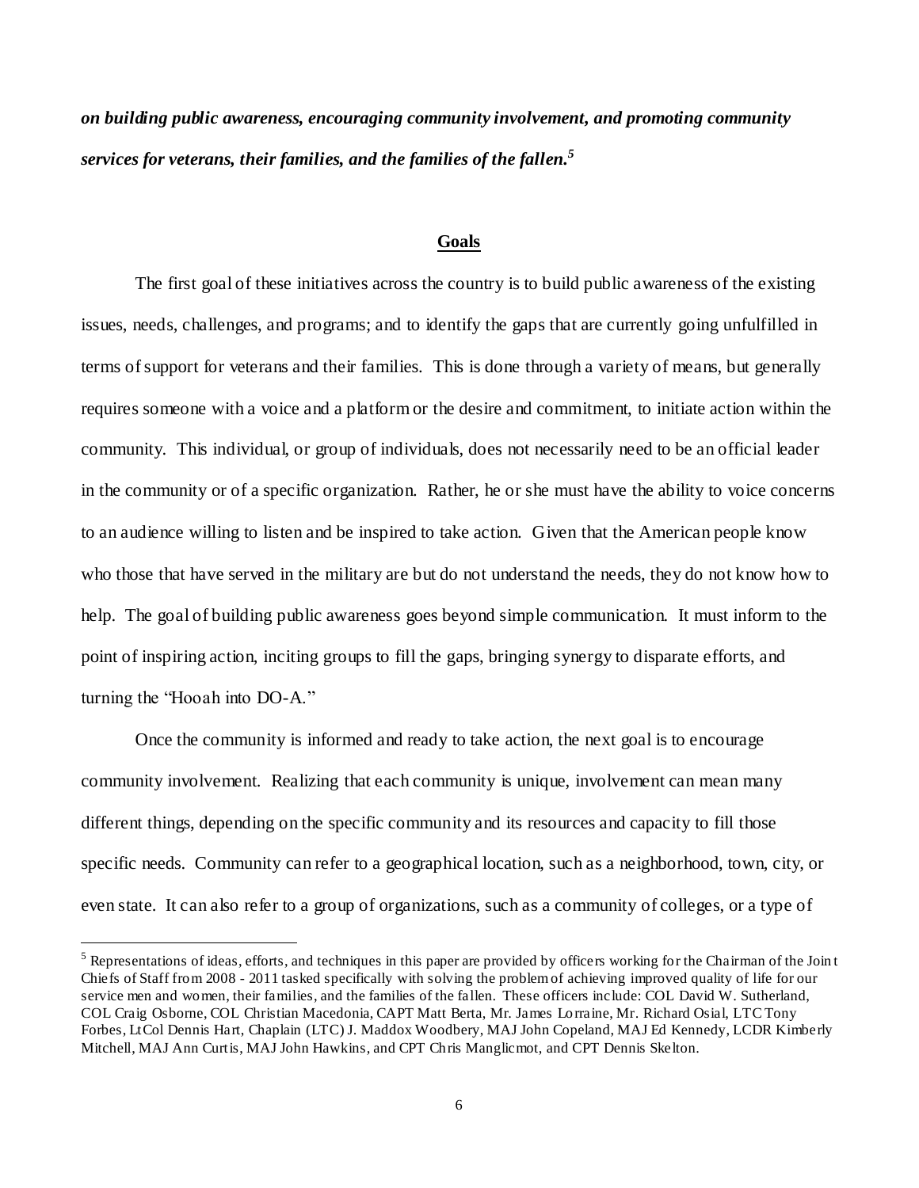***on building public awareness, encouraging community involvement, and promoting community services for veterans, their families, and the families of the fallen.***[5]

## Goals

The first goal of these initiatives across the country is to build public awareness of the existing issues, needs, challenges, and programs; and to identify the gaps that are currently going unfulfilled in terms of support for veterans and their families. This is done through a variety of means, but generally requires someone with a voice and a platform or the desire and commitment, to initiate action within the community. This individual, or group of individuals, does not necessarily need to be an official leader in the community or of a specific organization. Rather, he or she must have the ability to voice concerns to an audience willing to listen and be inspired to take action. Given that the American people know who those that have served in the military are but do not understand the needs, they do not know how to help. The goal of building public awareness goes beyond simple communication. It must inform to the point of inspiring action, inciting groups to fill the gaps, bringing synergy to disparate efforts, and turning the "Hooah into DO-A."

Once the community is informed and ready to take action, the next goal is to encourage community involvement. Realizing that each community is unique, involvement can mean many different things, depending on the specific community and its resources and capacity to fill those specific needs. Community can refer to a geographical location, such as a neighborhood, town, city, or even state. It can also refer to a group of organizations, such as a community of colleges, or a type of

---

[5] Representations of ideas, efforts, and techniques in this paper are provided by officers working for the Chairman of the Joint Chiefs of Staff from 2008 - 2011 tasked specifically with solving the problem of achieving improved quality of life for our service men and women, their families, and the families of the fallen. These officers include: COL David W. Sutherland, COL Craig Osborne, COL Christian Macedonia, CAPT Matt Berta, Mr. James Lorraine, Mr. Richard Osial, LTC Tony Forbes, LtCol Dennis Hart, Chaplain (LTC) J. Maddox Woodbery, MAJ John Copeland, MAJ Ed Kennedy, LCDR Kimberly Mitchell, MAJ Ann Curtis, MAJ John Hawkins, and CPT Chris Manglicmot, and CPT Dennis Skelton.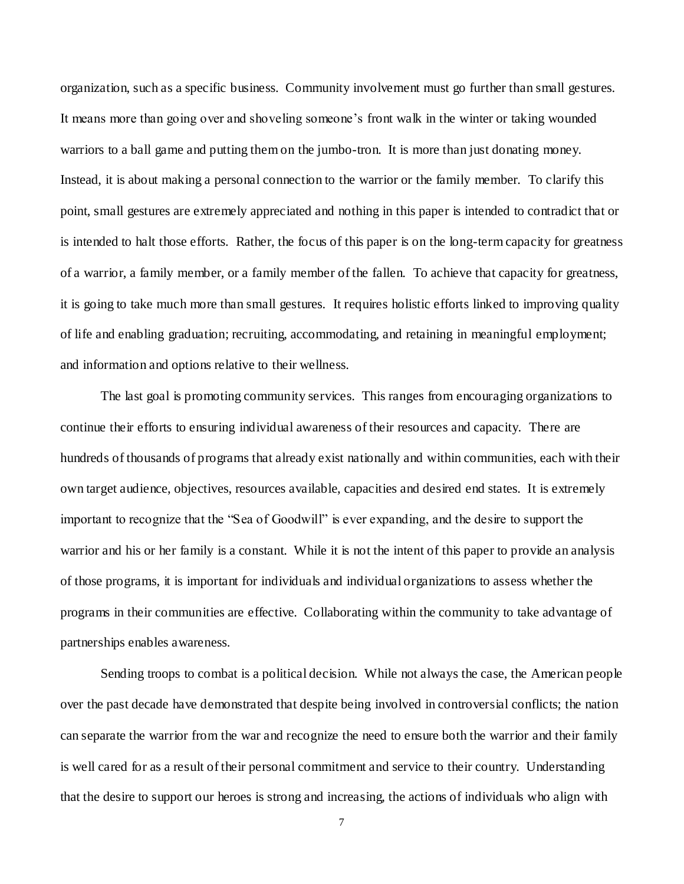organization, such as a specific business. Community involvement must go further than small gestures. It means more than going over and shoveling someone's front walk in the winter or taking wounded warriors to a ball game and putting them on the jumbo-tron. It is more than just donating money. Instead, it is about making a personal connection to the warrior or the family member. To clarify this point, small gestures are extremely appreciated and nothing in this paper is intended to contradict that or is intended to halt those efforts. Rather, the focus of this paper is on the long-term capacity for greatness of a warrior, a family member, or a family member of the fallen. To achieve that capacity for greatness, it is going to take much more than small gestures. It requires holistic efforts linked to improving quality of life and enabling graduation; recruiting, accommodating, and retaining in meaningful employment; and information and options relative to their wellness.

The last goal is promoting community services. This ranges from encouraging organizations to continue their efforts to ensuring individual awareness of their resources and capacity. There are hundreds of thousands of programs that already exist nationally and within communities, each with their own target audience, objectives, resources available, capacities and desired end states. It is extremely important to recognize that the "Sea of Goodwill" is ever expanding, and the desire to support the warrior and his or her family is a constant. While it is not the intent of this paper to provide an analysis of those programs, it is important for individuals and individual organizations to assess whether the programs in their communities are effective. Collaborating within the community to take advantage of partnerships enables awareness.

Sending troops to combat is a political decision. While not always the case, the American people over the past decade have demonstrated that despite being involved in controversial conflicts; the nation can separate the warrior from the war and recognize the need to ensure both the warrior and their family is well cared for as a result of their personal commitment and service to their country. Understanding that the desire to support our heroes is strong and increasing, the actions of individuals who align with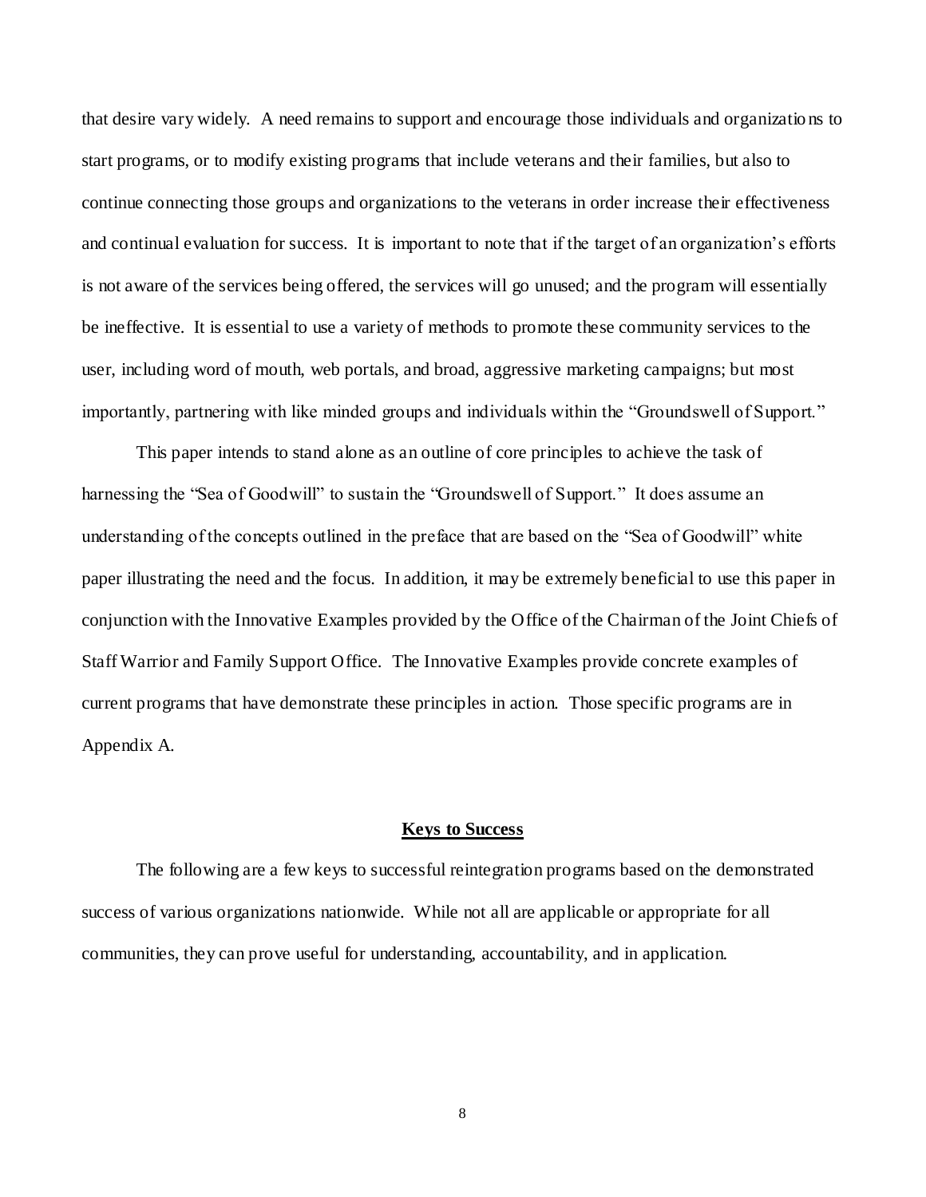that desire vary widely. A need remains to support and encourage those individuals and organizations to start programs, or to modify existing programs that include veterans and their families, but also to continue connecting those groups and organizations to the veterans in order increase their effectiveness and continual evaluation for success. It is important to note that if the target of an organization's efforts is not aware of the services being offered, the services will go unused; and the program will essentially be ineffective. It is essential to use a variety of methods to promote these community services to the user, including word of mouth, web portals, and broad, aggressive marketing campaigns; but most importantly, partnering with like minded groups and individuals within the "Groundswell of Support."

This paper intends to stand alone as an outline of core principles to achieve the task of harnessing the "Sea of Goodwill" to sustain the "Groundswell of Support." It does assume an understanding of the concepts outlined in the preface that are based on the "Sea of Goodwill" white paper illustrating the need and the focus. In addition, it may be extremely beneficial to use this paper in conjunction with the Innovative Examples provided by the Office of the Chairman of the Joint Chiefs of Staff Warrior and Family Support Office. The Innovative Examples provide concrete examples of current programs that have demonstrate these principles in action. Those specific programs are in Appendix A.

## Keys to Success

The following are a few keys to successful reintegration programs based on the demonstrated success of various organizations nationwide. While not all are applicable or appropriate for all communities, they can prove useful for understanding, accountability, and in application.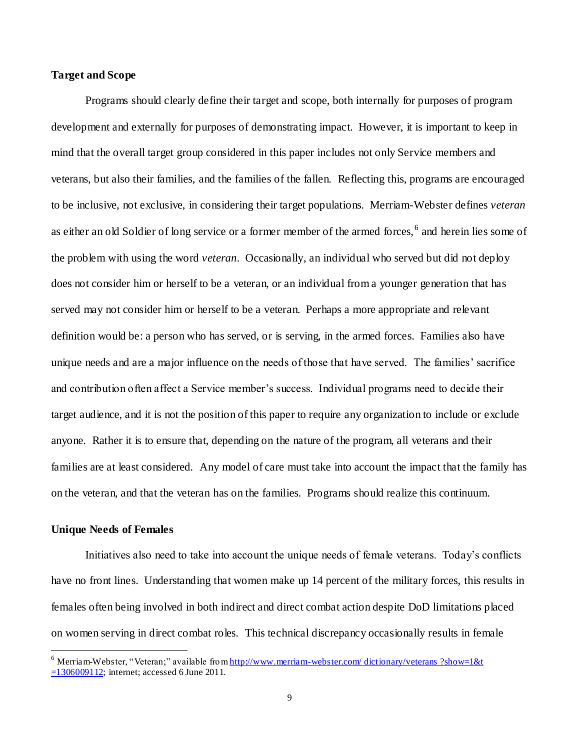**Target and Scope**

Programs should clearly define their target and scope, both internally for purposes of program development and externally for purposes of demonstrating impact. However, it is important to keep in mind that the overall target group considered in this paper includes not only Service members and veterans, but also their families, and the families of the fallen. Reflecting this, programs are encouraged to be inclusive, not exclusive, in considering their target populations. Merriam-Webster defines *veteran* as either an old Soldier of long service or a former member of the armed forces,[6] and herein lies some of the problem with using the word *veteran*. Occasionally, an individual who served but did not deploy does not consider him or herself to be a veteran, or an individual from a younger generation that has served may not consider him or herself to be a veteran. Perhaps a more appropriate and relevant definition would be: a person who has served, or is serving, in the armed forces. Families also have unique needs and are a major influence on the needs of those that have served. The families' sacrifice and contribution often affect a Service member's success. Individual programs need to decide their target audience, and it is not the position of this paper to require any organization to include or exclude anyone. Rather it is to ensure that, depending on the nature of the program, all veterans and their families are at least considered. Any model of care must take into account the impact that the family has on the veteran, and that the veteran has on the families. Programs should realize this continuum.

**Unique Needs of Females**

Initiatives also need to take into account the unique needs of female veterans. Today's conflicts have no front lines. Understanding that women make up 14 percent of the military forces, this results in females often being involved in both indirect and direct combat action despite DoD limitations placed on women serving in direct combat roles. This technical discrepancy occasionally results in female

---

[6] Merriam-Webster, "Veteran;" available from http://www.merriam-webster.com/ dictionary/veterans ?show=1&t =1306009112; internet; accessed 6 June 2011.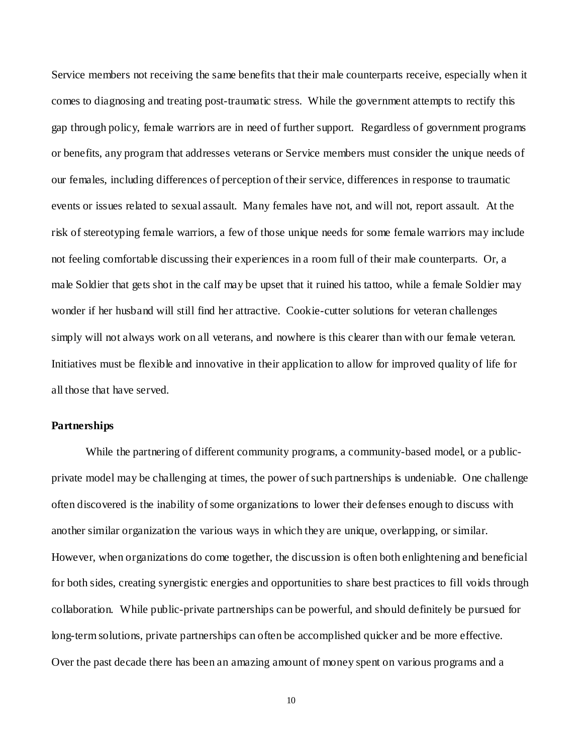Service members not receiving the same benefits that their male counterparts receive, especially when it comes to diagnosing and treating post-traumatic stress. While the government attempts to rectify this gap through policy, female warriors are in need of further support. Regardless of government programs or benefits, any program that addresses veterans or Service members must consider the unique needs of our females, including differences of perception of their service, differences in response to traumatic events or issues related to sexual assault. Many females have not, and will not, report assault. At the risk of stereotyping female warriors, a few of those unique needs for some female warriors may include not feeling comfortable discussing their experiences in a room full of their male counterparts. Or, a male Soldier that gets shot in the calf may be upset that it ruined his tattoo, while a female Soldier may wonder if her husband will still find her attractive. Cookie-cutter solutions for veteran challenges simply will not always work on all veterans, and nowhere is this clearer than with our female veteran. Initiatives must be flexible and innovative in their application to allow for improved quality of life for all those that have served.

**Partnerships**

While the partnering of different community programs, a community-based model, or a public-private model may be challenging at times, the power of such partnerships is undeniable. One challenge often discovered is the inability of some organizations to lower their defenses enough to discuss with another similar organization the various ways in which they are unique, overlapping, or similar. However, when organizations do come together, the discussion is often both enlightening and beneficial for both sides, creating synergistic energies and opportunities to share best practices to fill voids through collaboration. While public-private partnerships can be powerful, and should definitely be pursued for long-term solutions, private partnerships can often be accomplished quicker and be more effective. Over the past decade there has been an amazing amount of money spent on various programs and a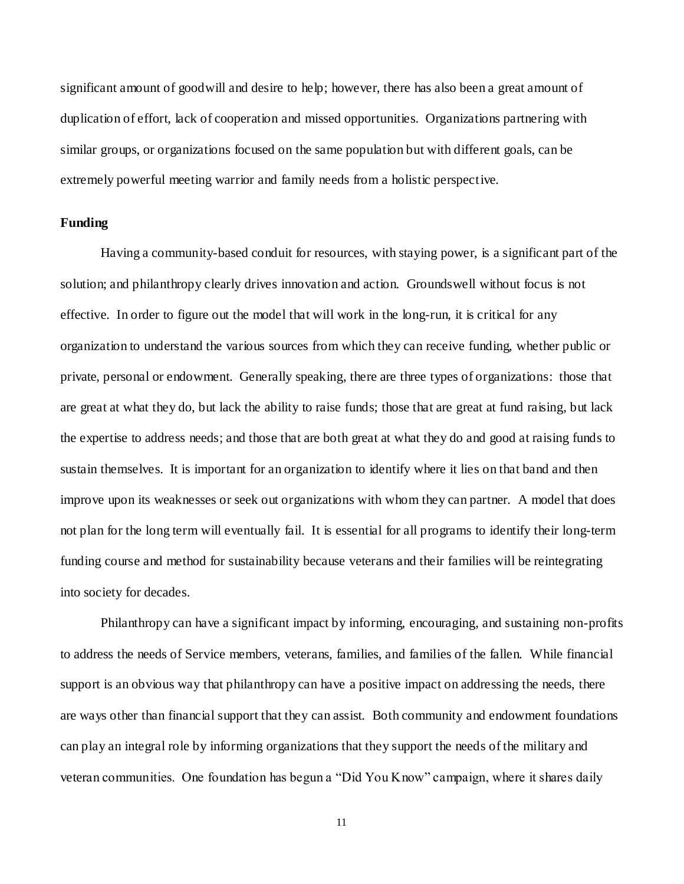significant amount of goodwill and desire to help; however, there has also been a great amount of duplication of effort, lack of cooperation and missed opportunities. Organizations partnering with similar groups, or organizations focused on the same population but with different goals, can be extremely powerful meeting warrior and family needs from a holistic perspective.

**Funding**

Having a community-based conduit for resources, with staying power, is a significant part of the solution; and philanthropy clearly drives innovation and action. Groundswell without focus is not effective. In order to figure out the model that will work in the long-run, it is critical for any organization to understand the various sources from which they can receive funding, whether public or private, personal or endowment. Generally speaking, there are three types of organizations: those that are great at what they do, but lack the ability to raise funds; those that are great at fund raising, but lack the expertise to address needs; and those that are both great at what they do and good at raising funds to sustain themselves. It is important for an organization to identify where it lies on that band and then improve upon its weaknesses or seek out organizations with whom they can partner. A model that does not plan for the long term will eventually fail. It is essential for all programs to identify their long-term funding course and method for sustainability because veterans and their families will be reintegrating into society for decades.

Philanthropy can have a significant impact by informing, encouraging, and sustaining non-profits to address the needs of Service members, veterans, families, and families of the fallen. While financial support is an obvious way that philanthropy can have a positive impact on addressing the needs, there are ways other than financial support that they can assist. Both community and endowment foundations can play an integral role by informing organizations that they support the needs of the military and veteran communities. One foundation has begun a "Did You Know" campaign, where it shares daily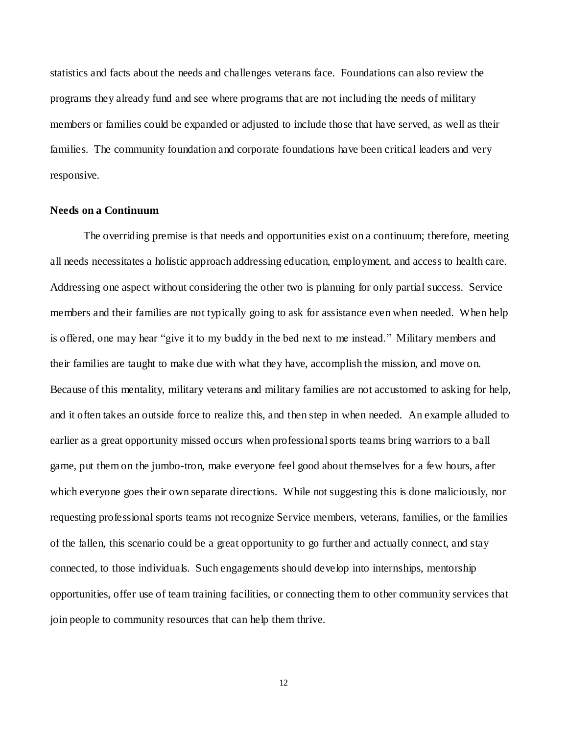statistics and facts about the needs and challenges veterans face. Foundations can also review the programs they already fund and see where programs that are not including the needs of military members or families could be expanded or adjusted to include those that have served, as well as their families. The community foundation and corporate foundations have been critical leaders and very responsive.

**Needs on a Continuum**

The overriding premise is that needs and opportunities exist on a continuum; therefore, meeting all needs necessitates a holistic approach addressing education, employment, and access to health care. Addressing one aspect without considering the other two is planning for only partial success. Service members and their families are not typically going to ask for assistance even when needed. When help is offered, one may hear "give it to my buddy in the bed next to me instead." Military members and their families are taught to make due with what they have, accomplish the mission, and move on. Because of this mentality, military veterans and military families are not accustomed to asking for help, and it often takes an outside force to realize this, and then step in when needed. An example alluded to earlier as a great opportunity missed occurs when professional sports teams bring warriors to a ball game, put them on the jumbo-tron, make everyone feel good about themselves for a few hours, after which everyone goes their own separate directions. While not suggesting this is done maliciously, nor requesting professional sports teams not recognize Service members, veterans, families, or the families of the fallen, this scenario could be a great opportunity to go further and actually connect, and stay connected, to those individuals. Such engagements should develop into internships, mentorship opportunities, offer use of team training facilities, or connecting them to other community services that join people to community resources that can help them thrive.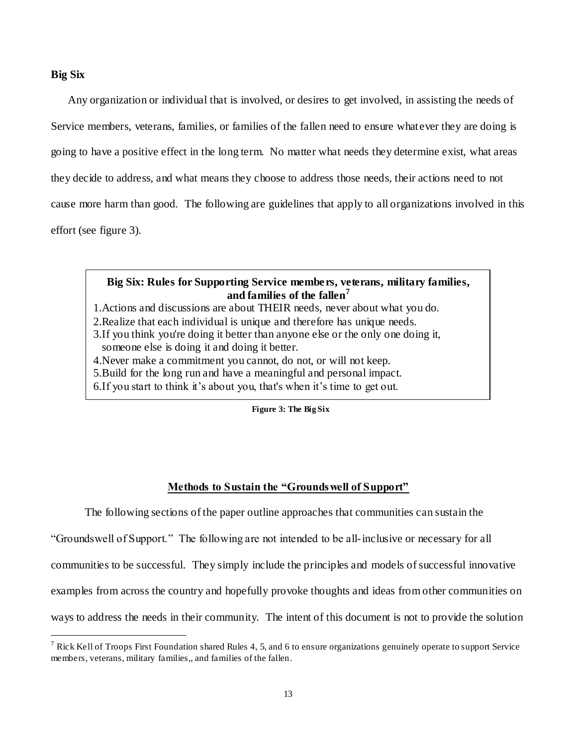**Big Six**

Any organization or individual that is involved, or desires to get involved, in assisting the needs of Service members, veterans, families, or families of the fallen need to ensure whatever they are doing is going to have a positive effect in the long term. No matter what needs they determine exist, what areas they decide to address, and what means they choose to address those needs, their actions need to not cause more harm than good. The following are guidelines that apply to all organizations involved in this effort (see figure 3).

**Big Six: Rules for Supporting Service members, veterans, military families, and families of the fallen[7]**

1. Actions and discussions are about THEIR needs, never about what you do.
2. Realize that each individual is unique and therefore has unique needs.
3. If you think you're doing it better than anyone else or the only one doing it, someone else is doing it and doing it better.
4. Never make a commitment you cannot, do not, or will not keep.
5. Build for the long run and have a meaningful and personal impact.
6. If you start to think it's about you, that's when it's time to get out.

**Figure 3: The Big Six**

## Methods to Sustain the "Groundswell of Support"

The following sections of the paper outline approaches that communities can sustain the "Groundswell of Support." The following are not intended to be all-inclusive or necessary for all communities to be successful. They simply include the principles and models of successful innovative examples from across the country and hopefully provoke thoughts and ideas from other communities on ways to address the needs in their community. The intent of this document is not to provide the solution

---

[7] Rick Kell of Troops First Foundation shared Rules 4, 5, and 6 to ensure organizations genuinely operate to support Service members, veterans, military families,, and families of the fallen.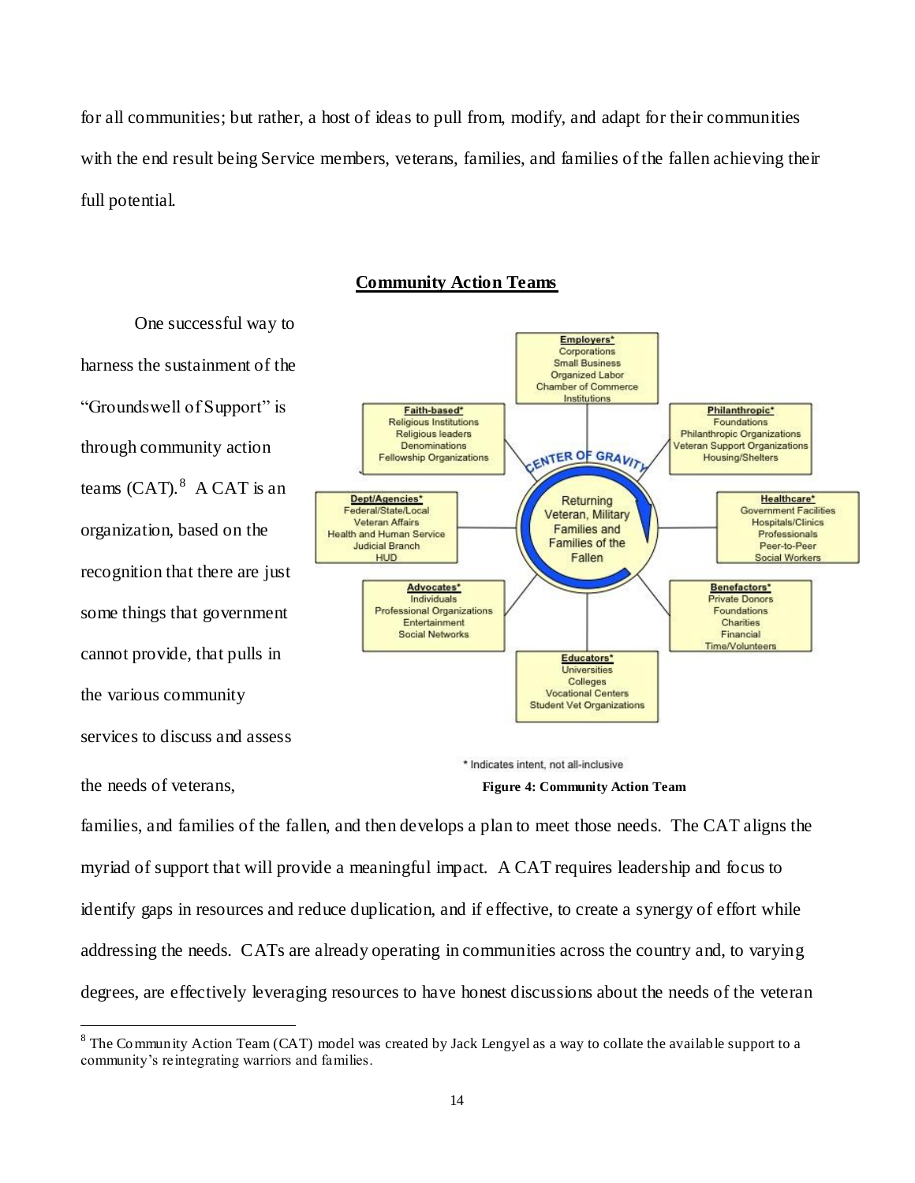for all communities; but rather, a host of ideas to pull from, modify, and adapt for their communities with the end result being Service members, veterans, families, and families of the fallen achieving their full potential.

## Community Action Teams

One successful way to harness the sustainment of the "Groundswell of Support" is through community action teams (CAT).[8] A CAT is an organization, based on the recognition that there are just some things that government cannot provide, that pulls in the various community services to discuss and assess the needs of veterans, families, and families of the fallen, and then develops a plan to meet those needs. The CAT aligns the myriad of support that will provide a meaningful impact. A CAT requires leadership and focus to identify gaps in resources and reduce duplication, and if effective, to create a synergy of effort while addressing the needs. CATs are already operating in communities across the country and, to varying degrees, are effectively leveraging resources to have honest discussions about the needs of the veteran

**CENTER OF GRAVITY:** Returning Veteran, Military Families and Families of the Fallen

- **Employers***: Corporations, Small Business, Organized Labor, Chamber of Commerce, Institutions
- **Philanthropic***: Foundations, Philanthropic Organizations, Veteran Support Organizations, Housing/Shelters
- **Healthcare***: Government Facilities, Hospitals/Clinics, Professionals, Peer-to-Peer, Social Workers
- **Benefactors***: Private Donors, Foundations, Charities, Financial, Time/Volunteers
- **Educators***: Universities, Colleges, Vocational Centers, Student Vet Organizations
- **Advocates***: Individuals, Professional Organizations, Entertainment, Social Networks
- **Dept/Agencies***: Federal/State/Local, Veteran Affairs, Health and Human Service, Judicial Branch, HUD
- **Faith-based***: Religious Institutions, Religious leaders, Denominations, Fellowship Organizations

* Indicates intent, not all-inclusive

**Figure 4: Community Action Team**

---

[8] The Community Action Team (CAT) model was created by Jack Lengyel as a way to collate the available support to a community's reintegrating warriors and families.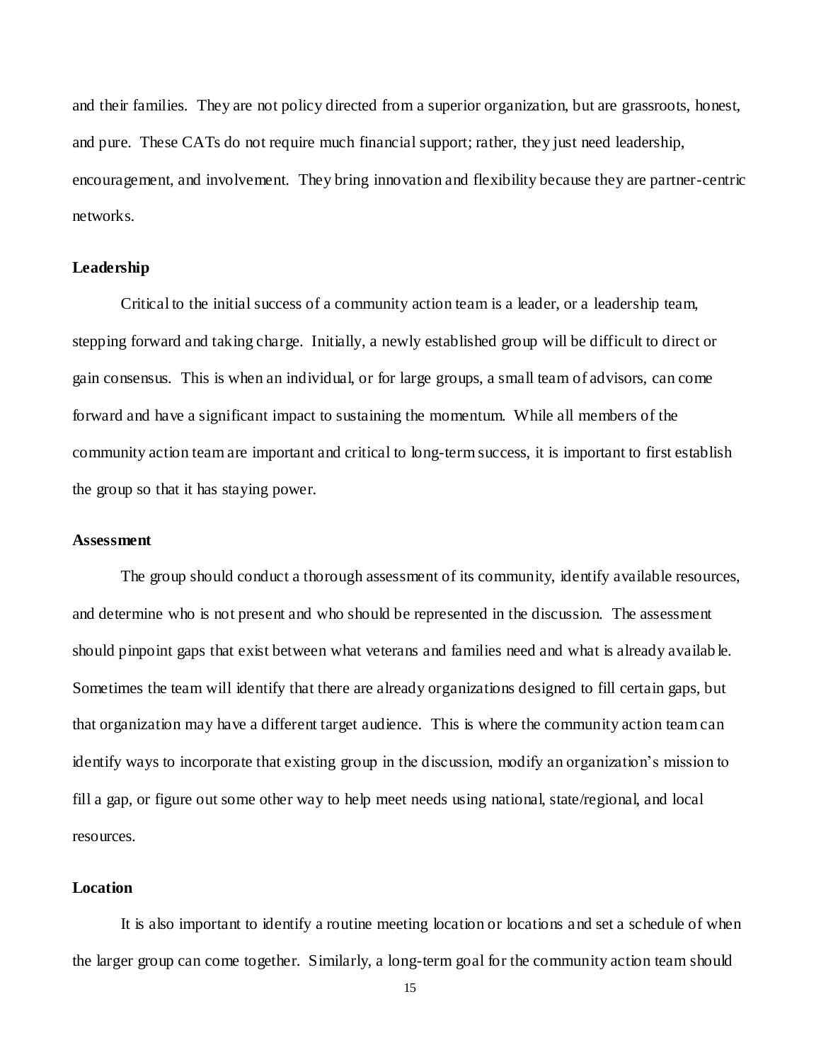and their families. They are not policy directed from a superior organization, but are grassroots, honest, and pure. These CATs do not require much financial support; rather, they just need leadership, encouragement, and involvement. They bring innovation and flexibility because they are partner-centric networks.

### Leadership

Critical to the initial success of a community action team is a leader, or a leadership team, stepping forward and taking charge. Initially, a newly established group will be difficult to direct or gain consensus. This is when an individual, or for large groups, a small team of advisors, can come forward and have a significant impact to sustaining the momentum. While all members of the community action team are important and critical to long-term success, it is important to first establish the group so that it has staying power.

### Assessment

The group should conduct a thorough assessment of its community, identify available resources, and determine who is not present and who should be represented in the discussion. The assessment should pinpoint gaps that exist between what veterans and families need and what is already available. Sometimes the team will identify that there are already organizations designed to fill certain gaps, but that organization may have a different target audience. This is where the community action team can identify ways to incorporate that existing group in the discussion, modify an organization's mission to fill a gap, or figure out some other way to help meet needs using national, state/regional, and local resources.

### Location

It is also important to identify a routine meeting location or locations and set a schedule of when the larger group can come together. Similarly, a long-term goal for the community action team should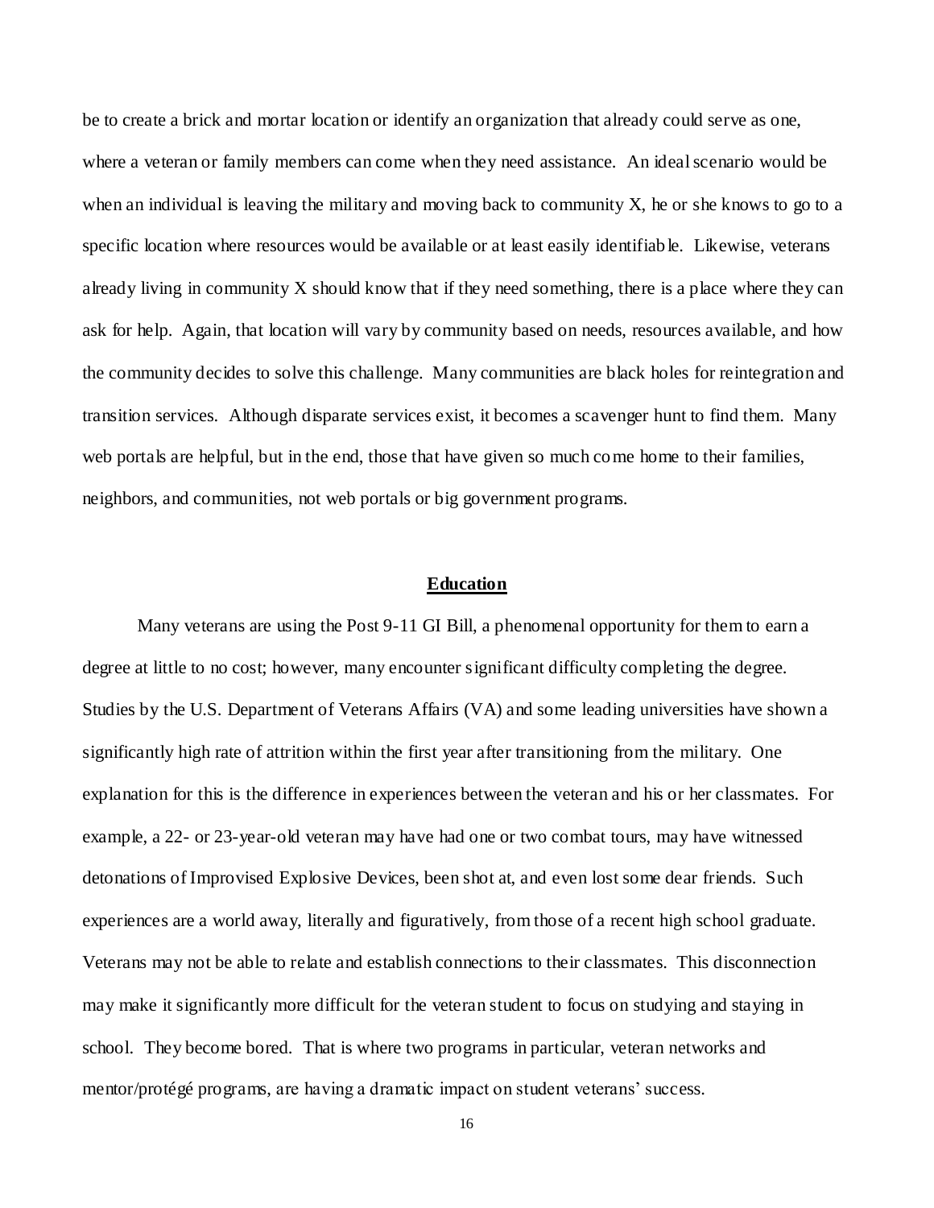be to create a brick and mortar location or identify an organization that already could serve as one, where a veteran or family members can come when they need assistance. An ideal scenario would be when an individual is leaving the military and moving back to community X, he or she knows to go to a specific location where resources would be available or at least easily identifiable. Likewise, veterans already living in community X should know that if they need something, there is a place where they can ask for help. Again, that location will vary by community based on needs, resources available, and how the community decides to solve this challenge. Many communities are black holes for reintegration and transition services. Although disparate services exist, it becomes a scavenger hunt to find them. Many web portals are helpful, but in the end, those that have given so much come home to their families, neighbors, and communities, not web portals or big government programs.

## Education

Many veterans are using the Post 9-11 GI Bill, a phenomenal opportunity for them to earn a degree at little to no cost; however, many encounter significant difficulty completing the degree. Studies by the U.S. Department of Veterans Affairs (VA) and some leading universities have shown a significantly high rate of attrition within the first year after transitioning from the military. One explanation for this is the difference in experiences between the veteran and his or her classmates. For example, a 22- or 23-year-old veteran may have had one or two combat tours, may have witnessed detonations of Improvised Explosive Devices, been shot at, and even lost some dear friends. Such experiences are a world away, literally and figuratively, from those of a recent high school graduate. Veterans may not be able to relate and establish connections to their classmates. This disconnection may make it significantly more difficult for the veteran student to focus on studying and staying in school. They become bored. That is where two programs in particular, veteran networks and mentor/protégé programs, are having a dramatic impact on student veterans' success.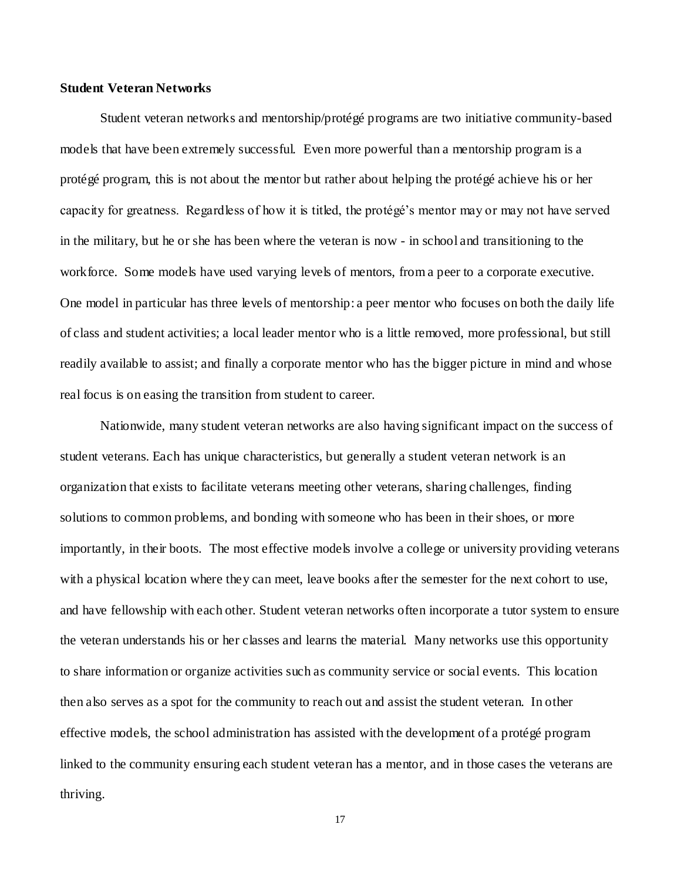**Student Veteran Networks**

Student veteran networks and mentorship/protégé programs are two initiative community-based models that have been extremely successful. Even more powerful than a mentorship program is a protégé program, this is not about the mentor but rather about helping the protégé achieve his or her capacity for greatness. Regardless of how it is titled, the protégé's mentor may or may not have served in the military, but he or she has been where the veteran is now - in school and transitioning to the workforce. Some models have used varying levels of mentors, from a peer to a corporate executive. One model in particular has three levels of mentorship: a peer mentor who focuses on both the daily life of class and student activities; a local leader mentor who is a little removed, more professional, but still readily available to assist; and finally a corporate mentor who has the bigger picture in mind and whose real focus is on easing the transition from student to career.

Nationwide, many student veteran networks are also having significant impact on the success of student veterans. Each has unique characteristics, but generally a student veteran network is an organization that exists to facilitate veterans meeting other veterans, sharing challenges, finding solutions to common problems, and bonding with someone who has been in their shoes, or more importantly, in their boots. The most effective models involve a college or university providing veterans with a physical location where they can meet, leave books after the semester for the next cohort to use, and have fellowship with each other. Student veteran networks often incorporate a tutor system to ensure the veteran understands his or her classes and learns the material. Many networks use this opportunity to share information or organize activities such as community service or social events. This location then also serves as a spot for the community to reach out and assist the student veteran. In other effective models, the school administration has assisted with the development of a protégé program linked to the community ensuring each student veteran has a mentor, and in those cases the veterans are thriving.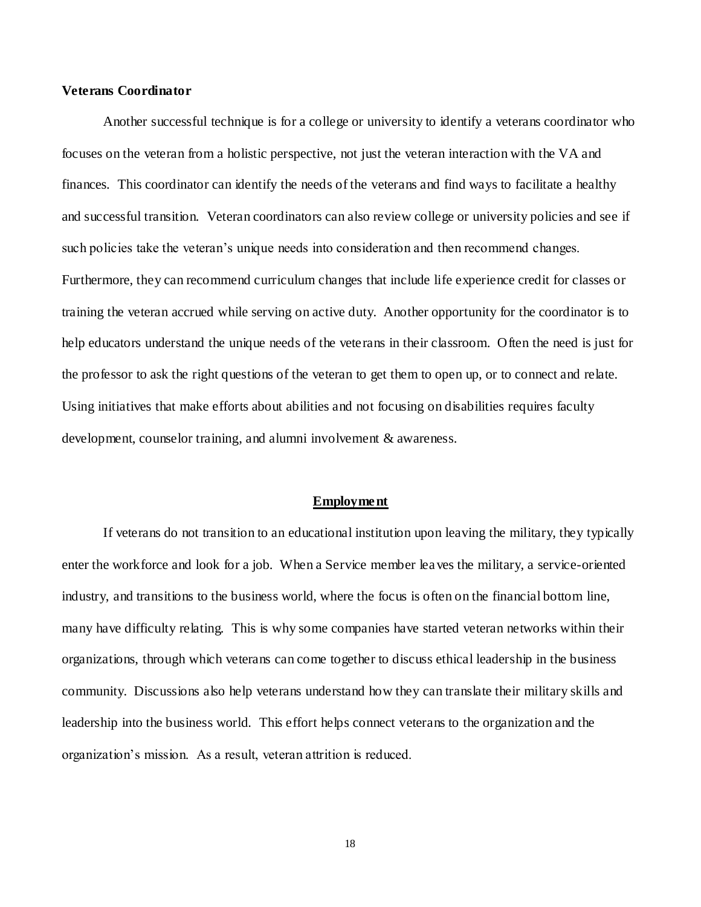### Veterans Coordinator

Another successful technique is for a college or university to identify a veterans coordinator who focuses on the veteran from a holistic perspective, not just the veteran interaction with the VA and finances. This coordinator can identify the needs of the veterans and find ways to facilitate a healthy and successful transition. Veteran coordinators can also review college or university policies and see if such policies take the veteran's unique needs into consideration and then recommend changes. Furthermore, they can recommend curriculum changes that include life experience credit for classes or training the veteran accrued while serving on active duty. Another opportunity for the coordinator is to help educators understand the unique needs of the veterans in their classroom. Often the need is just for the professor to ask the right questions of the veteran to get them to open up, or to connect and relate. Using initiatives that make efforts about abilities and not focusing on disabilities requires faculty development, counselor training, and alumni involvement & awareness.

## Employment

If veterans do not transition to an educational institution upon leaving the military, they typically enter the workforce and look for a job. When a Service member leaves the military, a service-oriented industry, and transitions to the business world, where the focus is often on the financial bottom line, many have difficulty relating. This is why some companies have started veteran networks within their organizations, through which veterans can come together to discuss ethical leadership in the business community. Discussions also help veterans understand how they can translate their military skills and leadership into the business world. This effort helps connect veterans to the organization and the organization's mission. As a result, veteran attrition is reduced.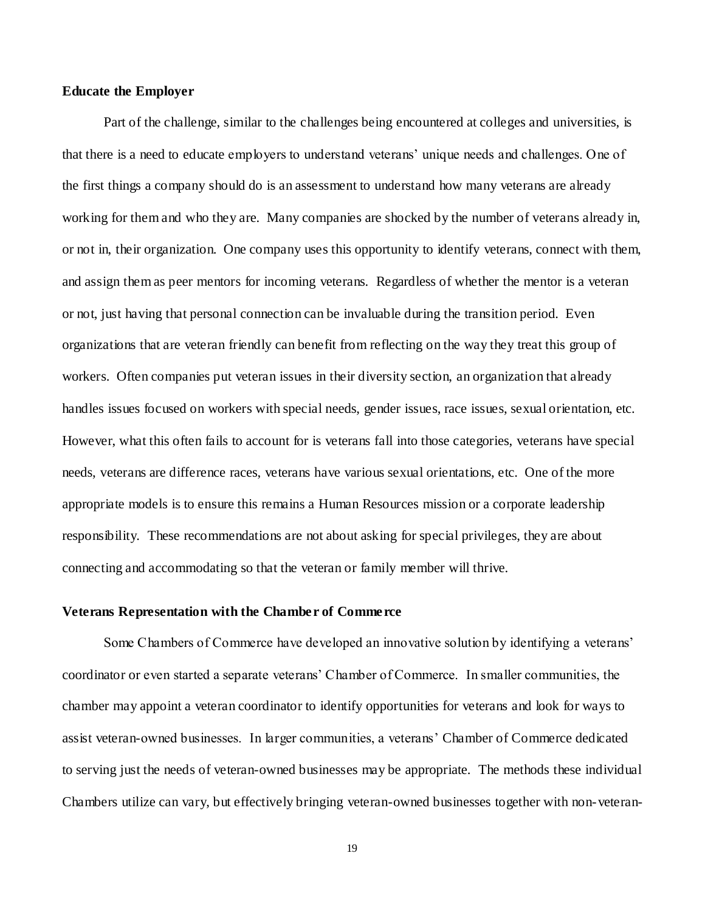**Educate the Employer**

Part of the challenge, similar to the challenges being encountered at colleges and universities, is that there is a need to educate employers to understand veterans' unique needs and challenges. One of the first things a company should do is an assessment to understand how many veterans are already working for them and who they are. Many companies are shocked by the number of veterans already in, or not in, their organization. One company uses this opportunity to identify veterans, connect with them, and assign them as peer mentors for incoming veterans. Regardless of whether the mentor is a veteran or not, just having that personal connection can be invaluable during the transition period. Even organizations that are veteran friendly can benefit from reflecting on the way they treat this group of workers. Often companies put veteran issues in their diversity section, an organization that already handles issues focused on workers with special needs, gender issues, race issues, sexual orientation, etc. However, what this often fails to account for is veterans fall into those categories, veterans have special needs, veterans are difference races, veterans have various sexual orientations, etc. One of the more appropriate models is to ensure this remains a Human Resources mission or a corporate leadership responsibility. These recommendations are not about asking for special privileges, they are about connecting and accommodating so that the veteran or family member will thrive.

**Veterans Representation with the Chamber of Commerce**

Some Chambers of Commerce have developed an innovative solution by identifying a veterans' coordinator or even started a separate veterans' Chamber of Commerce. In smaller communities, the chamber may appoint a veteran coordinator to identify opportunities for veterans and look for ways to assist veteran-owned businesses. In larger communities, a veterans' Chamber of Commerce dedicated to serving just the needs of veteran-owned businesses may be appropriate. The methods these individual Chambers utilize can vary, but effectively bringing veteran-owned businesses together with non-veteran-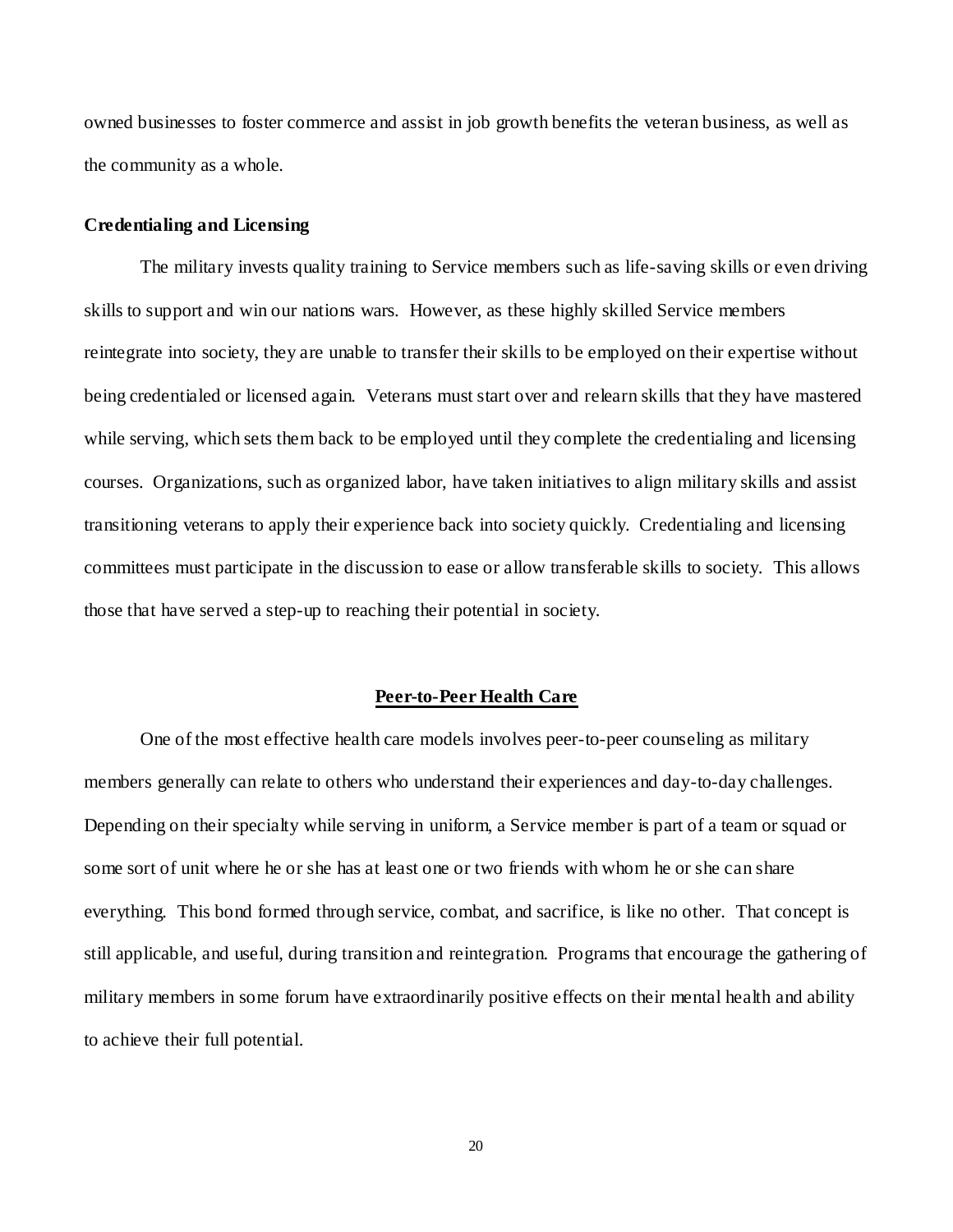owned businesses to foster commerce and assist in job growth benefits the veteran business, as well as the community as a whole.

**Credentialing and Licensing**

The military invests quality training to Service members such as life-saving skills or even driving skills to support and win our nations wars. However, as these highly skilled Service members reintegrate into society, they are unable to transfer their skills to be employed on their expertise without being credentialed or licensed again. Veterans must start over and relearn skills that they have mastered while serving, which sets them back to be employed until they complete the credentialing and licensing courses. Organizations, such as organized labor, have taken initiatives to align military skills and assist transitioning veterans to apply their experience back into society quickly. Credentialing and licensing committees must participate in the discussion to ease or allow transferable skills to society. This allows those that have served a step-up to reaching their potential in society.

## Peer-to-Peer Health Care

One of the most effective health care models involves peer-to-peer counseling as military members generally can relate to others who understand their experiences and day-to-day challenges. Depending on their specialty while serving in uniform, a Service member is part of a team or squad or some sort of unit where he or she has at least one or two friends with whom he or she can share everything. This bond formed through service, combat, and sacrifice, is like no other. That concept is still applicable, and useful, during transition and reintegration. Programs that encourage the gathering of military members in some forum have extraordinarily positive effects on their mental health and ability to achieve their full potential.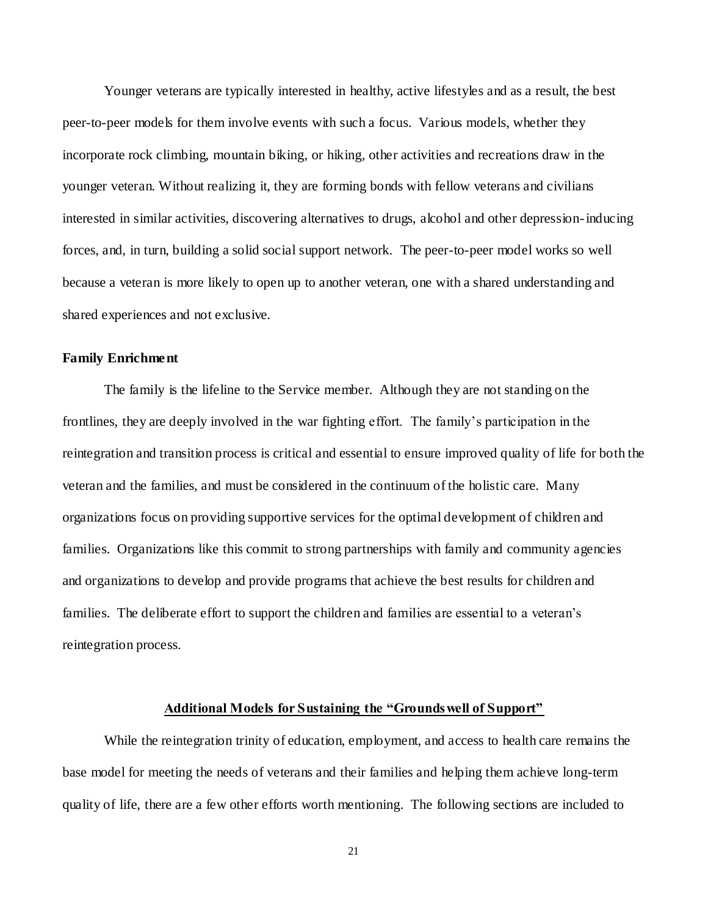Younger veterans are typically interested in healthy, active lifestyles and as a result, the best peer-to-peer models for them involve events with such a focus. Various models, whether they incorporate rock climbing, mountain biking, or hiking, other activities and recreations draw in the younger veteran. Without realizing it, they are forming bonds with fellow veterans and civilians interested in similar activities, discovering alternatives to drugs, alcohol and other depression-inducing forces, and, in turn, building a solid social support network. The peer-to-peer model works so well because a veteran is more likely to open up to another veteran, one with a shared understanding and shared experiences and not exclusive.

**Family Enrichment**

The family is the lifeline to the Service member. Although they are not standing on the frontlines, they are deeply involved in the war fighting effort. The family's participation in the reintegration and transition process is critical and essential to ensure improved quality of life for both the veteran and the families, and must be considered in the continuum of the holistic care. Many organizations focus on providing supportive services for the optimal development of children and families. Organizations like this commit to strong partnerships with family and community agencies and organizations to develop and provide programs that achieve the best results for children and families. The deliberate effort to support the children and families are essential to a veteran's reintegration process.

## Additional Models for Sustaining the "Groundswell of Support"

While the reintegration trinity of education, employment, and access to health care remains the base model for meeting the needs of veterans and their families and helping them achieve long-term quality of life, there are a few other efforts worth mentioning. The following sections are included to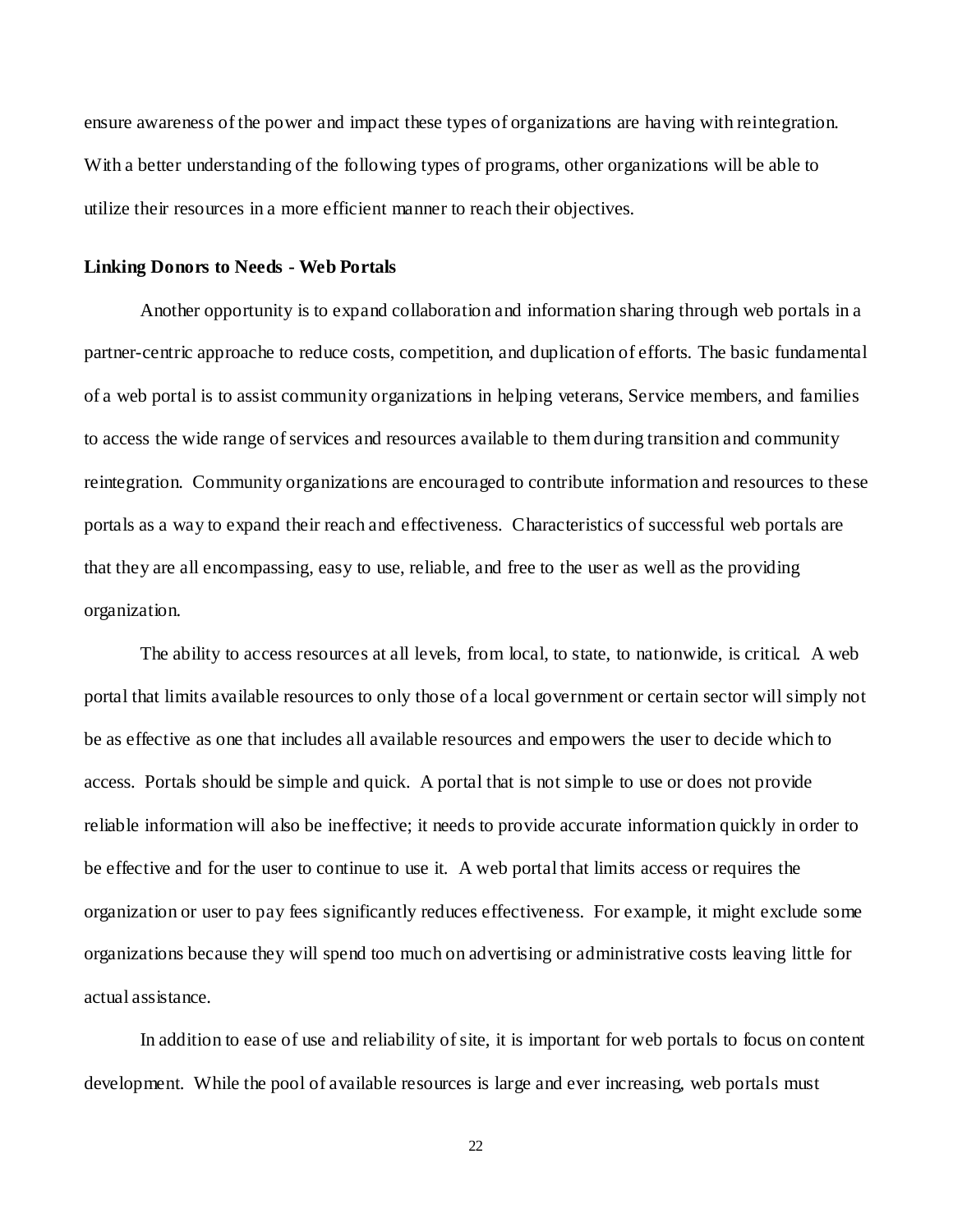ensure awareness of the power and impact these types of organizations are having with reintegration. With a better understanding of the following types of programs, other organizations will be able to utilize their resources in a more efficient manner to reach their objectives.

**Linking Donors to Needs - Web Portals**

Another opportunity is to expand collaboration and information sharing through web portals in a partner-centric approache to reduce costs, competition, and duplication of efforts. The basic fundamental of a web portal is to assist community organizations in helping veterans, Service members, and families to access the wide range of services and resources available to them during transition and community reintegration. Community organizations are encouraged to contribute information and resources to these portals as a way to expand their reach and effectiveness. Characteristics of successful web portals are that they are all encompassing, easy to use, reliable, and free to the user as well as the providing organization.

The ability to access resources at all levels, from local, to state, to nationwide, is critical. A web portal that limits available resources to only those of a local government or certain sector will simply not be as effective as one that includes all available resources and empowers the user to decide which to access. Portals should be simple and quick. A portal that is not simple to use or does not provide reliable information will also be ineffective; it needs to provide accurate information quickly in order to be effective and for the user to continue to use it. A web portal that limits access or requires the organization or user to pay fees significantly reduces effectiveness. For example, it might exclude some organizations because they will spend too much on advertising or administrative costs leaving little for actual assistance.

In addition to ease of use and reliability of site, it is important for web portals to focus on content development. While the pool of available resources is large and ever increasing, web portals must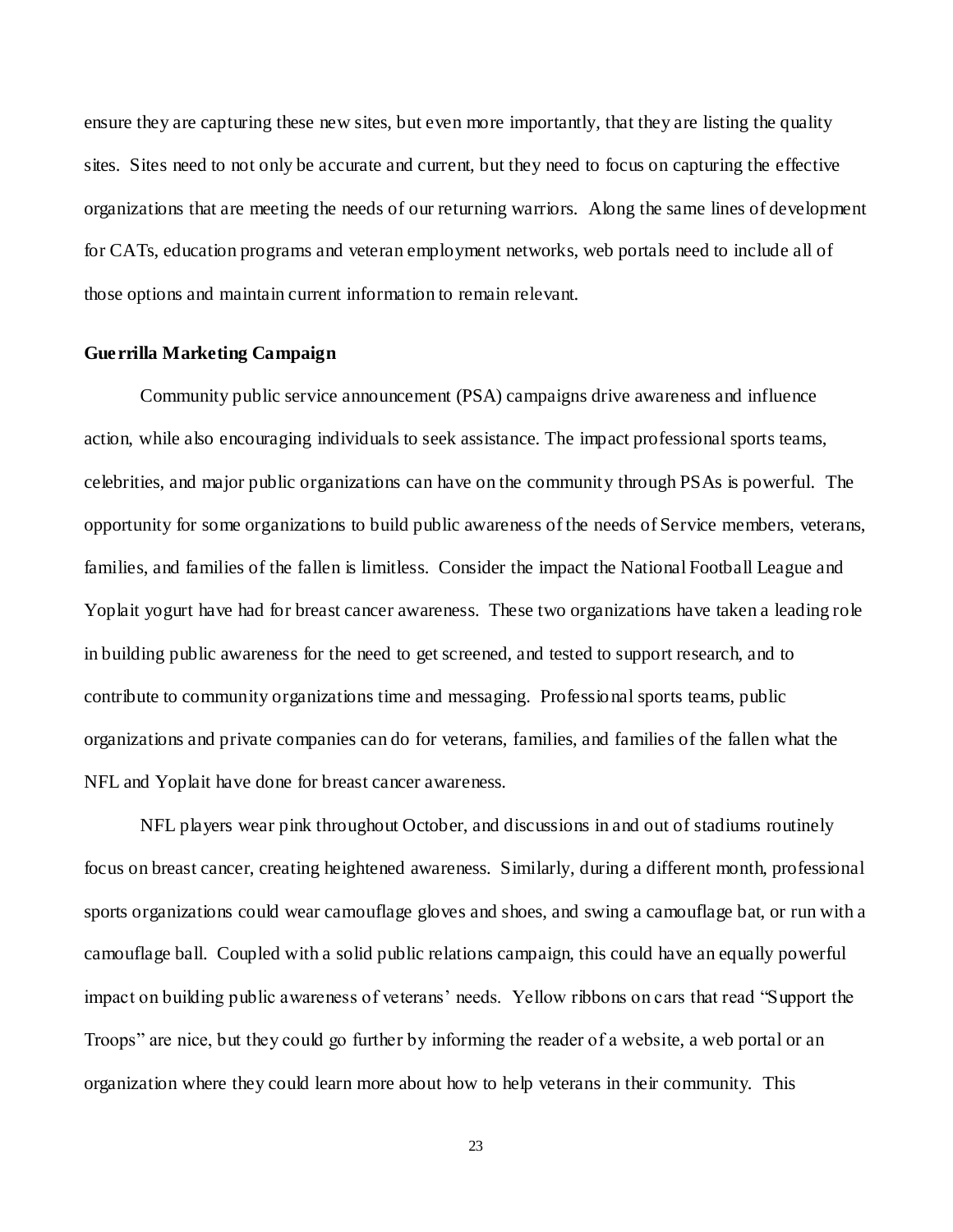ensure they are capturing these new sites, but even more importantly, that they are listing the quality sites. Sites need to not only be accurate and current, but they need to focus on capturing the effective organizations that are meeting the needs of our returning warriors. Along the same lines of development for CATs, education programs and veteran employment networks, web portals need to include all of those options and maintain current information to remain relevant.

**Guerrilla Marketing Campaign**

Community public service announcement (PSA) campaigns drive awareness and influence action, while also encouraging individuals to seek assistance. The impact professional sports teams, celebrities, and major public organizations can have on the community through PSAs is powerful. The opportunity for some organizations to build public awareness of the needs of Service members, veterans, families, and families of the fallen is limitless. Consider the impact the National Football League and Yoplait yogurt have had for breast cancer awareness. These two organizations have taken a leading role in building public awareness for the need to get screened, and tested to support research, and to contribute to community organizations time and messaging. Professional sports teams, public organizations and private companies can do for veterans, families, and families of the fallen what the NFL and Yoplait have done for breast cancer awareness.

NFL players wear pink throughout October, and discussions in and out of stadiums routinely focus on breast cancer, creating heightened awareness. Similarly, during a different month, professional sports organizations could wear camouflage gloves and shoes, and swing a camouflage bat, or run with a camouflage ball. Coupled with a solid public relations campaign, this could have an equally powerful impact on building public awareness of veterans' needs. Yellow ribbons on cars that read "Support the Troops" are nice, but they could go further by informing the reader of a website, a web portal or an organization where they could learn more about how to help veterans in their community. This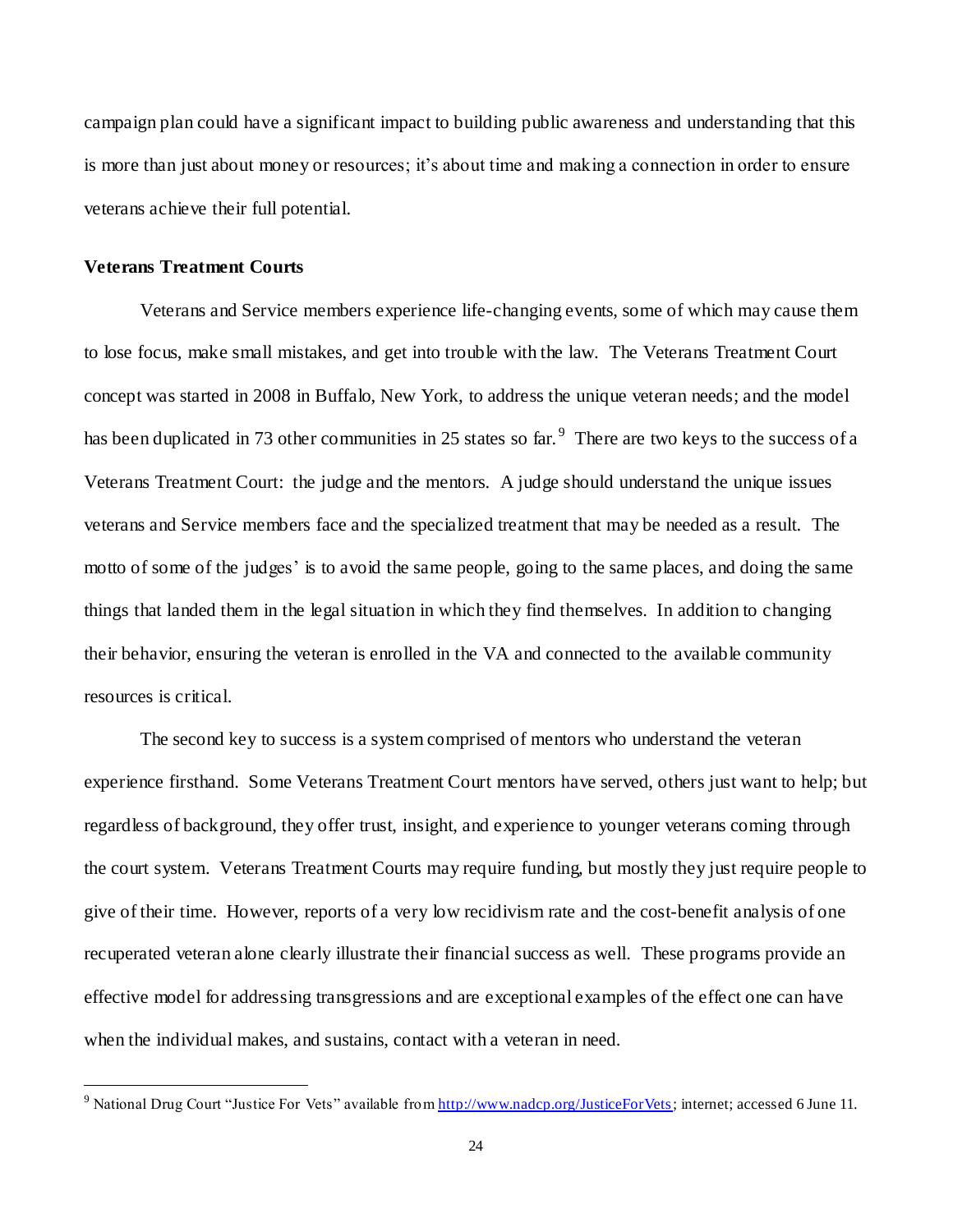campaign plan could have a significant impact to building public awareness and understanding that this is more than just about money or resources; it's about time and making a connection in order to ensure veterans achieve their full potential.

**Veterans Treatment Courts**

Veterans and Service members experience life-changing events, some of which may cause them to lose focus, make small mistakes, and get into trouble with the law. The Veterans Treatment Court concept was started in 2008 in Buffalo, New York, to address the unique veteran needs; and the model has been duplicated in 73 other communities in 25 states so far.[9] There are two keys to the success of a Veterans Treatment Court: the judge and the mentors. A judge should understand the unique issues veterans and Service members face and the specialized treatment that may be needed as a result. The motto of some of the judges' is to avoid the same people, going to the same places, and doing the same things that landed them in the legal situation in which they find themselves. In addition to changing their behavior, ensuring the veteran is enrolled in the VA and connected to the available community resources is critical.

The second key to success is a system comprised of mentors who understand the veteran experience firsthand. Some Veterans Treatment Court mentors have served, others just want to help; but regardless of background, they offer trust, insight, and experience to younger veterans coming through the court system. Veterans Treatment Courts may require funding, but mostly they just require people to give of their time. However, reports of a very low recidivism rate and the cost-benefit analysis of one recuperated veteran alone clearly illustrate their financial success as well. These programs provide an effective model for addressing transgressions and are exceptional examples of the effect one can have when the individual makes, and sustains, contact with a veteran in need.

---

[9] National Drug Court "Justice For Vets" available from http://www.nadcp.org/JusticeForVets; internet; accessed 6 June 11.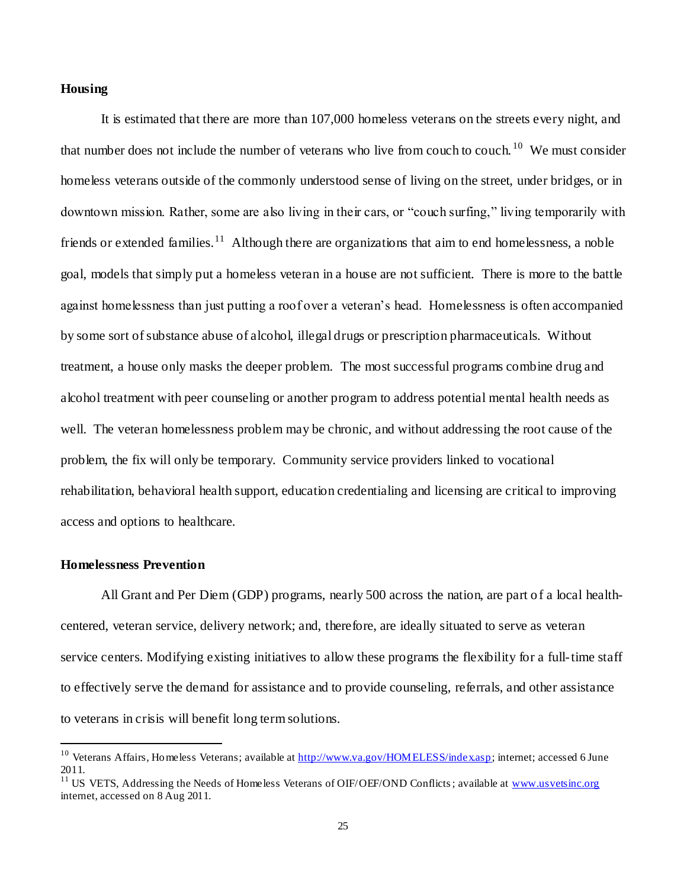**Housing**

It is estimated that there are more than 107,000 homeless veterans on the streets every night, and that number does not include the number of veterans who live from couch to couch.[10] We must consider homeless veterans outside of the commonly understood sense of living on the street, under bridges, or in downtown mission. Rather, some are also living in their cars, or "couch surfing," living temporarily with friends or extended families.[11] Although there are organizations that aim to end homelessness, a noble goal, models that simply put a homeless veteran in a house are not sufficient. There is more to the battle against homelessness than just putting a roof over a veteran's head. Homelessness is often accompanied by some sort of substance abuse of alcohol, illegal drugs or prescription pharmaceuticals. Without treatment, a house only masks the deeper problem. The most successful programs combine drug and alcohol treatment with peer counseling or another program to address potential mental health needs as well. The veteran homelessness problem may be chronic, and without addressing the root cause of the problem, the fix will only be temporary. Community service providers linked to vocational rehabilitation, behavioral health support, education credentialing and licensing are critical to improving access and options to healthcare.

**Homelessness Prevention**

All Grant and Per Diem (GDP) programs, nearly 500 across the nation, are part of a local health-centered, veteran service, delivery network; and, therefore, are ideally situated to serve as veteran service centers. Modifying existing initiatives to allow these programs the flexibility for a full-time staff to effectively serve the demand for assistance and to provide counseling, referrals, and other assistance to veterans in crisis will benefit long term solutions.

---

[10] Veterans Affairs, Homeless Veterans; available at http://www.va.gov/HOMELESS/index.asp; internet; accessed 6 June 2011.

[11] US VETS, Addressing the Needs of Homeless Veterans of OIF/OEF/OND Conflicts; available at www.usvetsinc.org internet, accessed on 8 Aug 2011.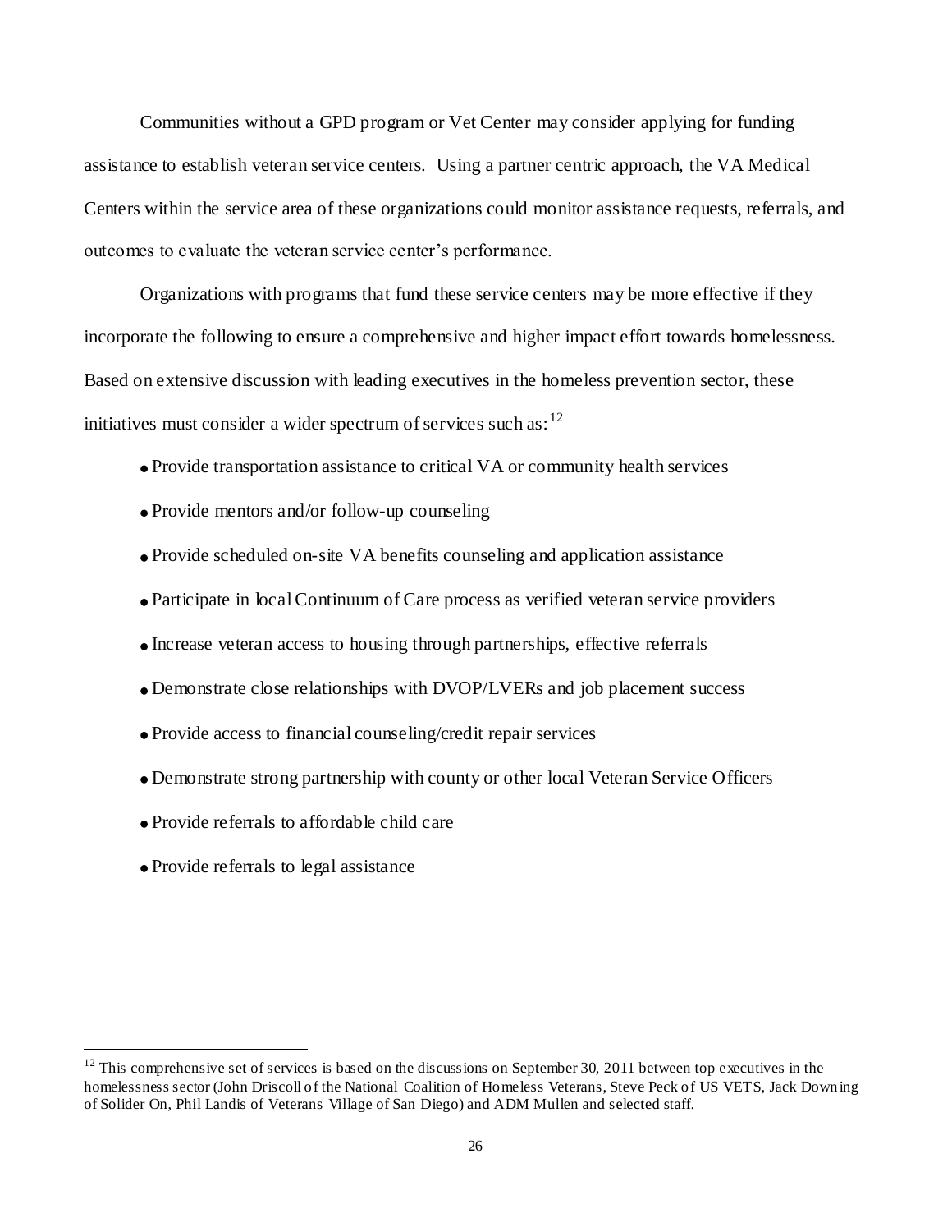Communities without a GPD program or Vet Center may consider applying for funding assistance to establish veteran service centers. Using a partner centric approach, the VA Medical Centers within the service area of these organizations could monitor assistance requests, referrals, and outcomes to evaluate the veteran service center's performance.

Organizations with programs that fund these service centers may be more effective if they incorporate the following to ensure a comprehensive and higher impact effort towards homelessness. Based on extensive discussion with leading executives in the homeless prevention sector, these initiatives must consider a wider spectrum of services such as:[12]

- Provide transportation assistance to critical VA or community health services
- Provide mentors and/or follow-up counseling
- Provide scheduled on-site VA benefits counseling and application assistance
- Participate in local Continuum of Care process as verified veteran service providers
- Increase veteran access to housing through partnerships, effective referrals
- Demonstrate close relationships with DVOP/LVERs and job placement success
- Provide access to financial counseling/credit repair services
- Demonstrate strong partnership with county or other local Veteran Service Officers
- Provide referrals to affordable child care
- Provide referrals to legal assistance

---

[12] This comprehensive set of services is based on the discussions on September 30, 2011 between top executives in the homelessness sector (John Driscoll of the National Coalition of Homeless Veterans, Steve Peck of US VETS, Jack Downing of Solider On, Phil Landis of Veterans Village of San Diego) and ADM Mullen and selected staff.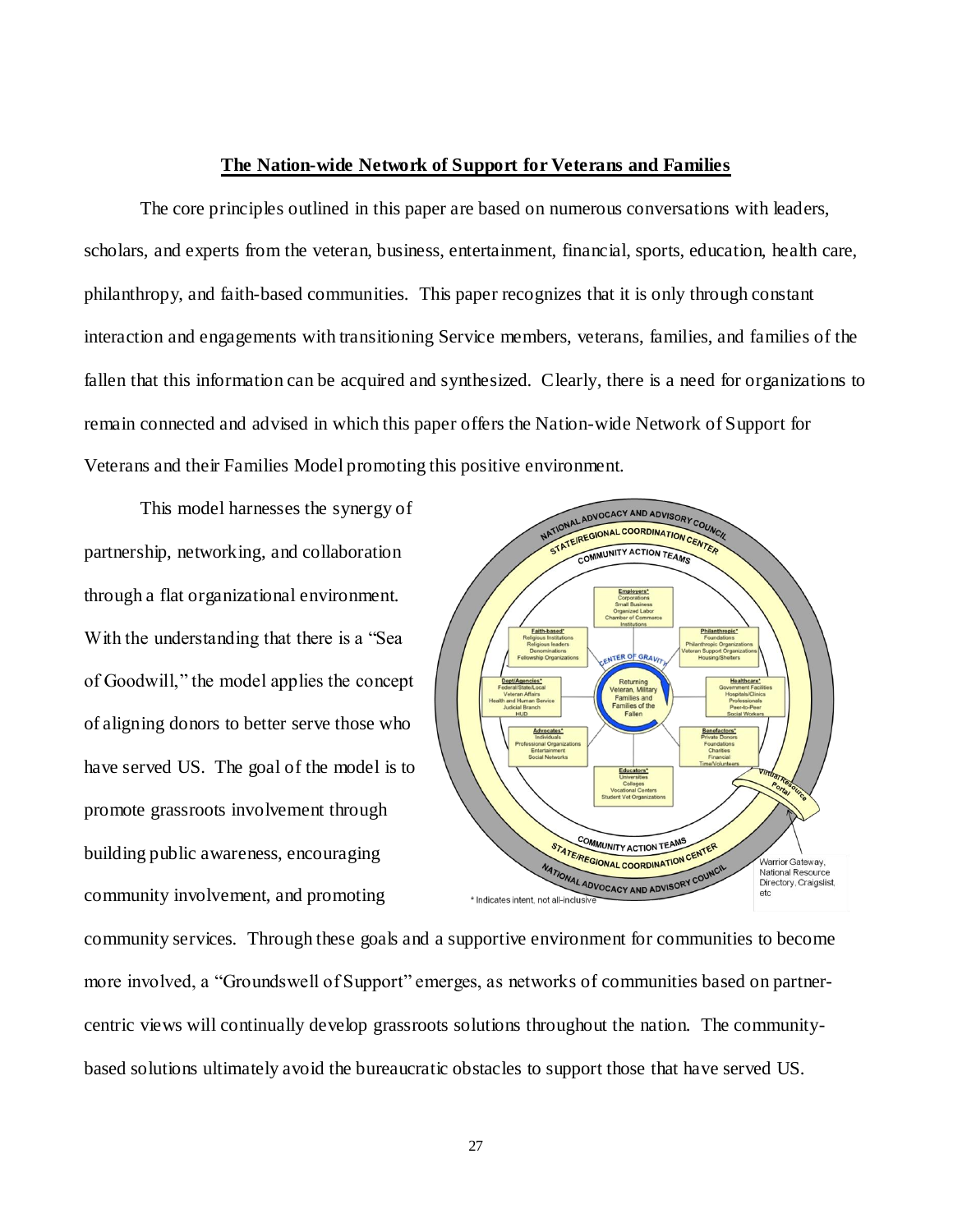**The Nation-wide Network of Support for Veterans and Families**

The core principles outlined in this paper are based on numerous conversations with leaders, scholars, and experts from the veteran, business, entertainment, financial, sports, education, health care, philanthropy, and faith-based communities. This paper recognizes that it is only through constant interaction and engagements with transitioning Service members, veterans, families, and families of the fallen that this information can be acquired and synthesized. Clearly, there is a need for organizations to remain connected and advised in which this paper offers the Nation-wide Network of Support for Veterans and their Families Model promoting this positive environment.

This model harnesses the synergy of partnership, networking, and collaboration through a flat organizational environment. With the understanding that there is a "Sea of Goodwill," the model applies the concept of aligning donors to better serve those who have served US. The goal of the model is to promote grassroots involvement through building public awareness, encouraging community involvement, and promoting community services. Through these goals and a supportive environment for communities to become more involved, a "Groundswell of Support" emerges, as networks of communities based on partner-centric views will continually develop grassroots solutions throughout the nation. The community-based solutions ultimately avoid the bureaucratic obstacles to support those that have served US.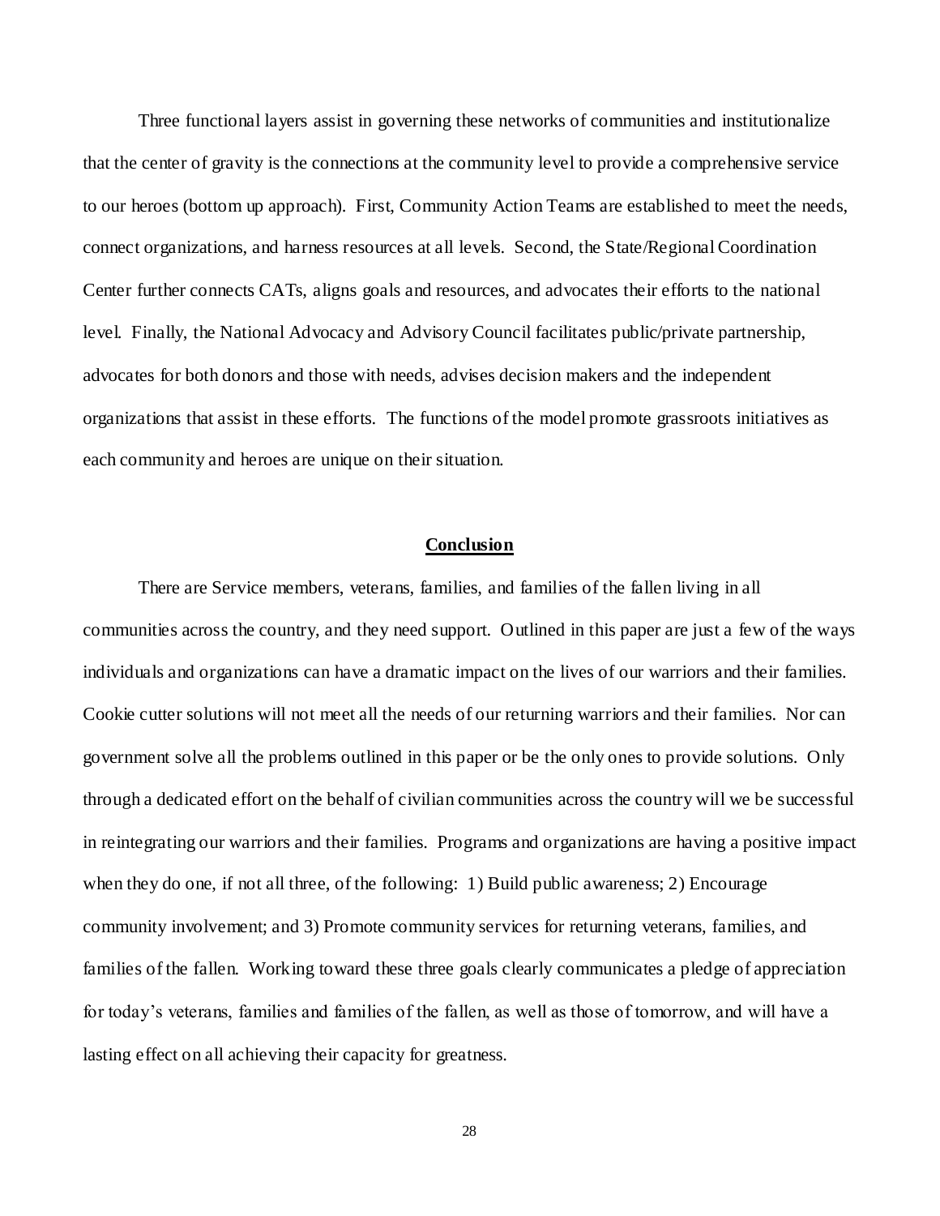Three functional layers assist in governing these networks of communities and institutionalize that the center of gravity is the connections at the community level to provide a comprehensive service to our heroes (bottom up approach). First, Community Action Teams are established to meet the needs, connect organizations, and harness resources at all levels. Second, the State/Regional Coordination Center further connects CATs, aligns goals and resources, and advocates their efforts to the national level. Finally, the National Advocacy and Advisory Council facilitates public/private partnership, advocates for both donors and those with needs, advises decision makers and the independent organizations that assist in these efforts. The functions of the model promote grassroots initiatives as each community and heroes are unique on their situation.

## Conclusion

There are Service members, veterans, families, and families of the fallen living in all communities across the country, and they need support. Outlined in this paper are just a few of the ways individuals and organizations can have a dramatic impact on the lives of our warriors and their families. Cookie cutter solutions will not meet all the needs of our returning warriors and their families. Nor can government solve all the problems outlined in this paper or be the only ones to provide solutions. Only through a dedicated effort on the behalf of civilian communities across the country will we be successful in reintegrating our warriors and their families. Programs and organizations are having a positive impact when they do one, if not all three, of the following: 1) Build public awareness; 2) Encourage community involvement; and 3) Promote community services for returning veterans, families, and families of the fallen. Working toward these three goals clearly communicates a pledge of appreciation for today's veterans, families and families of the fallen, as well as those of tomorrow, and will have a lasting effect on all achieving their capacity for greatness.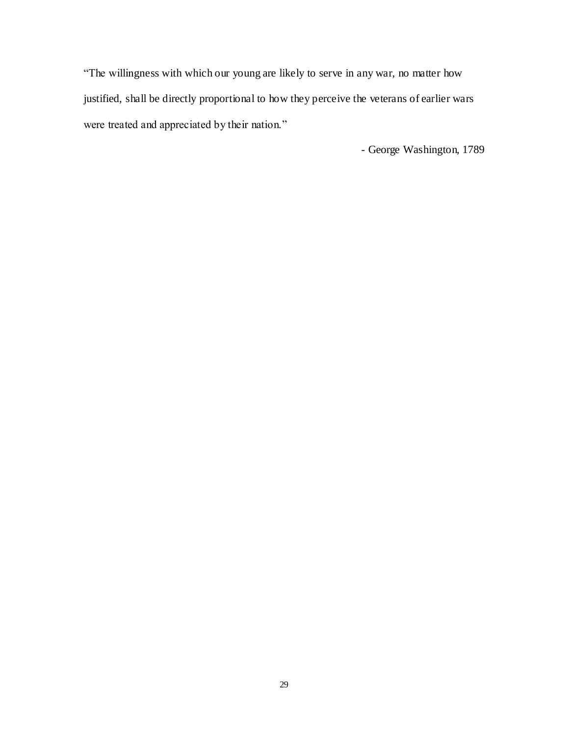"The willingness with which our young are likely to serve in any war, no matter how justified, shall be directly proportional to how they perceive the veterans of earlier wars were treated and appreciated by their nation."

- George Washington, 1789